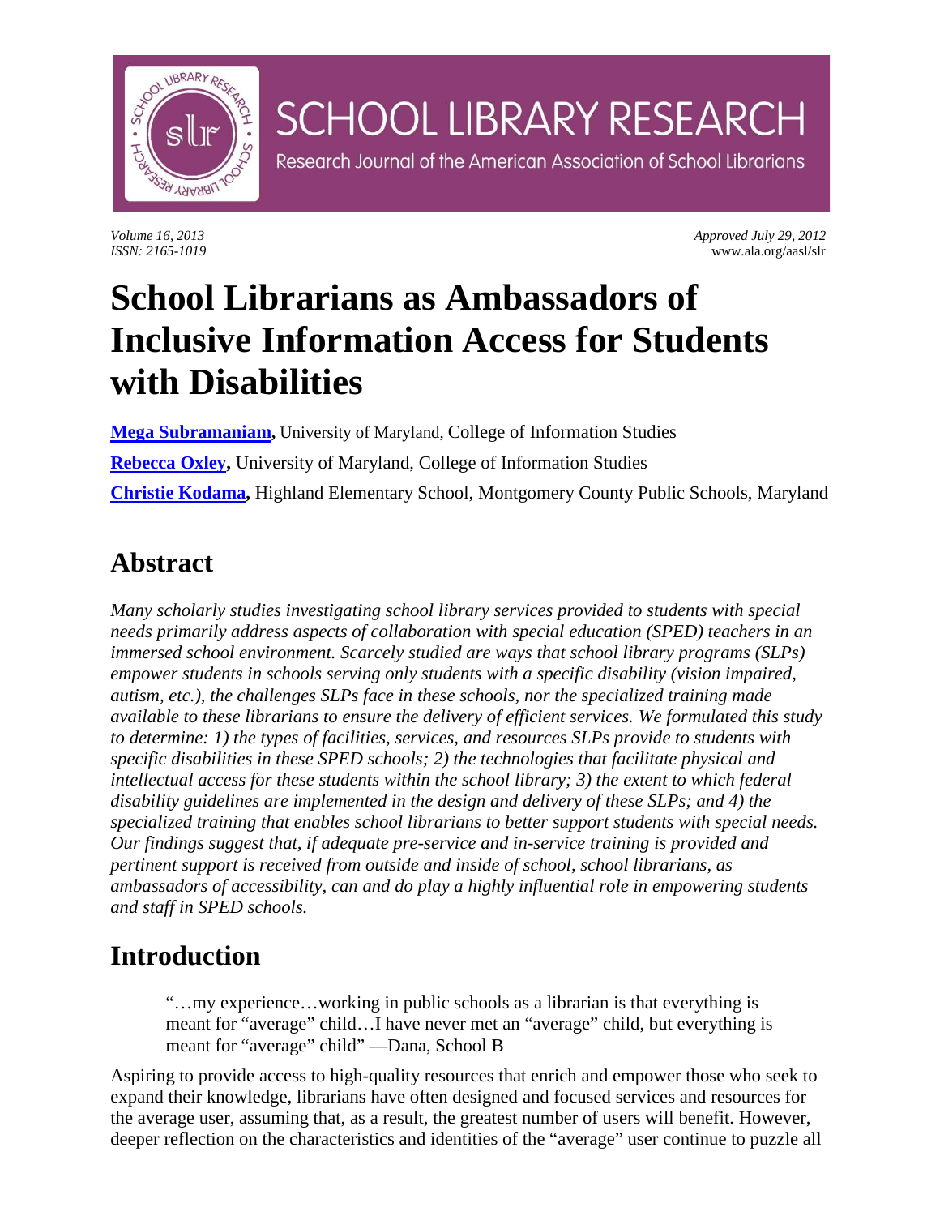# SCHOOL LIBRARY RESEARCH

Research Journal of the American Association of School Librarians

*Volume 16, 2013*
*ISSN: 2165-1019*

*Approved July 29, 2012*
www.ala.org/aasl/slr

# School Librarians as Ambassadors of Inclusive Information Access for Students with Disabilities

**Mega Subramaniam,** University of Maryland, College of Information Studies

**Rebecca Oxley,** University of Maryland, College of Information Studies

**Christie Kodama,** Highland Elementary School, Montgomery County Public Schools, Maryland

## Abstract

*Many scholarly studies investigating school library services provided to students with special needs primarily address aspects of collaboration with special education (SPED) teachers in an immersed school environment. Scarcely studied are ways that school library programs (SLPs) empower students in schools serving only students with a specific disability (vision impaired, autism, etc.), the challenges SLPs face in these schools, nor the specialized training made available to these librarians to ensure the delivery of efficient services. We formulated this study to determine: 1) the types of facilities, services, and resources SLPs provide to students with specific disabilities in these SPED schools; 2) the technologies that facilitate physical and intellectual access for these students within the school library; 3) the extent to which federal disability guidelines are implemented in the design and delivery of these SLPs; and 4) the specialized training that enables school librarians to better support students with special needs. Our findings suggest that, if adequate pre-service and in-service training is provided and pertinent support is received from outside and inside of school, school librarians, as ambassadors of accessibility, can and do play a highly influential role in empowering students and staff in SPED schools.*

## Introduction

> "…my experience…working in public schools as a librarian is that everything is meant for "average" child…I have never met an "average" child, but everything is meant for "average" child" —Dana, School B

Aspiring to provide access to high-quality resources that enrich and empower those who seek to expand their knowledge, librarians have often designed and focused services and resources for the average user, assuming that, as a result, the greatest number of users will benefit. However, deeper reflection on the characteristics and identities of the "average" user continue to puzzle all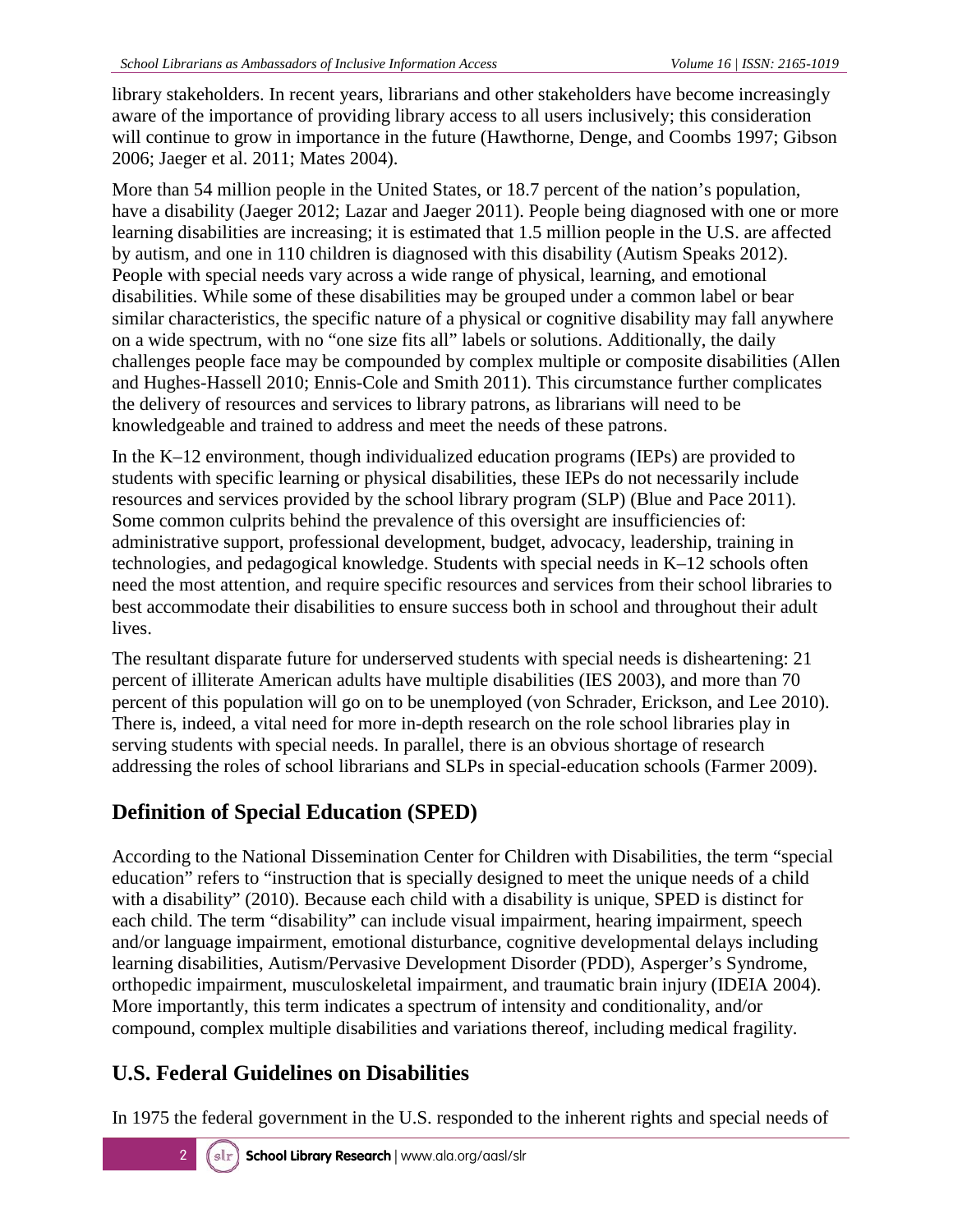library stakeholders. In recent years, librarians and other stakeholders have become increasingly aware of the importance of providing library access to all users inclusively; this consideration will continue to grow in importance in the future (Hawthorne, Denge, and Coombs 1997; Gibson 2006; Jaeger et al. 2011; Mates 2004).

More than 54 million people in the United States, or 18.7 percent of the nation's population, have a disability (Jaeger 2012; Lazar and Jaeger 2011). People being diagnosed with one or more learning disabilities are increasing; it is estimated that 1.5 million people in the U.S. are affected by autism, and one in 110 children is diagnosed with this disability (Autism Speaks 2012). People with special needs vary across a wide range of physical, learning, and emotional disabilities. While some of these disabilities may be grouped under a common label or bear similar characteristics, the specific nature of a physical or cognitive disability may fall anywhere on a wide spectrum, with no "one size fits all" labels or solutions. Additionally, the daily challenges people face may be compounded by complex multiple or composite disabilities (Allen and Hughes-Hassell 2010; Ennis-Cole and Smith 2011). This circumstance further complicates the delivery of resources and services to library patrons, as librarians will need to be knowledgeable and trained to address and meet the needs of these patrons.

In the K–12 environment, though individualized education programs (IEPs) are provided to students with specific learning or physical disabilities, these IEPs do not necessarily include resources and services provided by the school library program (SLP) (Blue and Pace 2011). Some common culprits behind the prevalence of this oversight are insufficiencies of: administrative support, professional development, budget, advocacy, leadership, training in technologies, and pedagogical knowledge. Students with special needs in K–12 schools often need the most attention, and require specific resources and services from their school libraries to best accommodate their disabilities to ensure success both in school and throughout their adult lives.

The resultant disparate future for underserved students with special needs is disheartening: 21 percent of illiterate American adults have multiple disabilities (IES 2003), and more than 70 percent of this population will go on to be unemployed (von Schrader, Erickson, and Lee 2010). There is, indeed, a vital need for more in-depth research on the role school libraries play in serving students with special needs. In parallel, there is an obvious shortage of research addressing the roles of school librarians and SLPs in special-education schools (Farmer 2009).

## Definition of Special Education (SPED)

According to the National Dissemination Center for Children with Disabilities, the term "special education" refers to "instruction that is specially designed to meet the unique needs of a child with a disability" (2010). Because each child with a disability is unique, SPED is distinct for each child. The term "disability" can include visual impairment, hearing impairment, speech and/or language impairment, emotional disturbance, cognitive developmental delays including learning disabilities, Autism/Pervasive Development Disorder (PDD), Asperger's Syndrome, orthopedic impairment, musculoskeletal impairment, and traumatic brain injury (IDEIA 2004). More importantly, this term indicates a spectrum of intensity and conditionality, and/or compound, complex multiple disabilities and variations thereof, including medical fragility.

## U.S. Federal Guidelines on Disabilities

In 1975 the federal government in the U.S. responded to the inherent rights and special needs of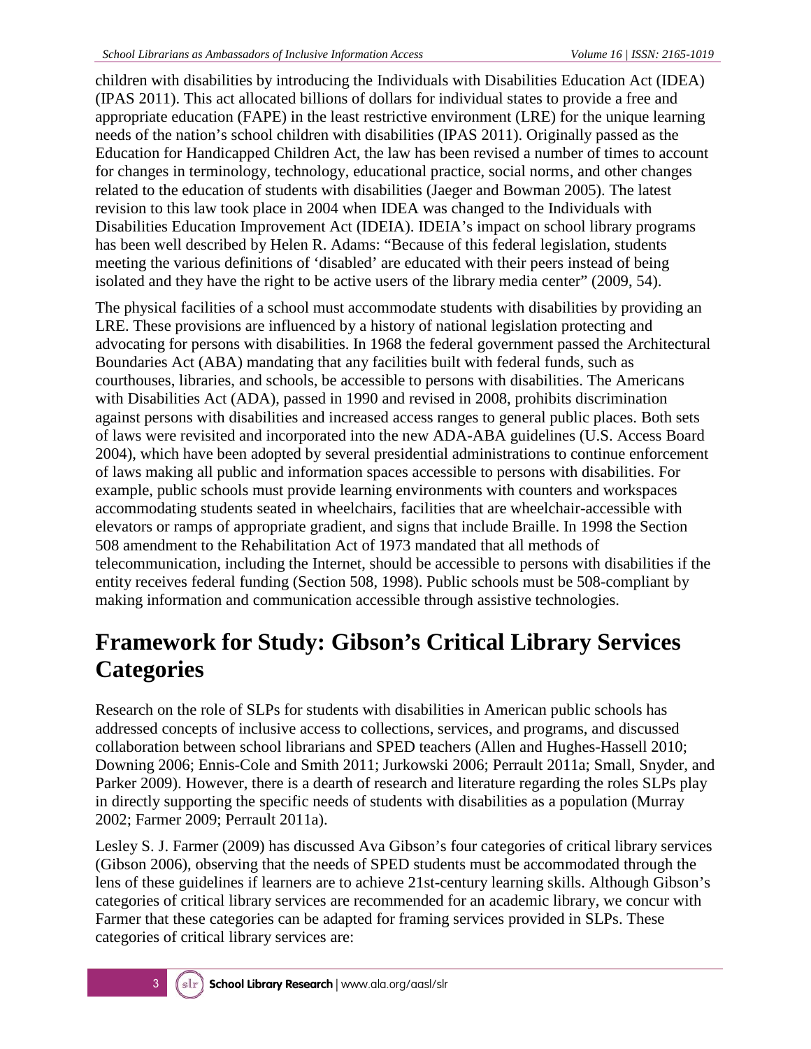children with disabilities by introducing the Individuals with Disabilities Education Act (IDEA) (IPAS 2011). This act allocated billions of dollars for individual states to provide a free and appropriate education (FAPE) in the least restrictive environment (LRE) for the unique learning needs of the nation's school children with disabilities (IPAS 2011). Originally passed as the Education for Handicapped Children Act, the law has been revised a number of times to account for changes in terminology, technology, educational practice, social norms, and other changes related to the education of students with disabilities (Jaeger and Bowman 2005). The latest revision to this law took place in 2004 when IDEA was changed to the Individuals with Disabilities Education Improvement Act (IDEIA). IDEIA's impact on school library programs has been well described by Helen R. Adams: "Because of this federal legislation, students meeting the various definitions of 'disabled' are educated with their peers instead of being isolated and they have the right to be active users of the library media center" (2009, 54).

The physical facilities of a school must accommodate students with disabilities by providing an LRE. These provisions are influenced by a history of national legislation protecting and advocating for persons with disabilities. In 1968 the federal government passed the Architectural Boundaries Act (ABA) mandating that any facilities built with federal funds, such as courthouses, libraries, and schools, be accessible to persons with disabilities. The Americans with Disabilities Act (ADA), passed in 1990 and revised in 2008, prohibits discrimination against persons with disabilities and increased access ranges to general public places. Both sets of laws were revisited and incorporated into the new ADA-ABA guidelines (U.S. Access Board 2004), which have been adopted by several presidential administrations to continue enforcement of laws making all public and information spaces accessible to persons with disabilities. For example, public schools must provide learning environments with counters and workspaces accommodating students seated in wheelchairs, facilities that are wheelchair-accessible with elevators or ramps of appropriate gradient, and signs that include Braille. In 1998 the Section 508 amendment to the Rehabilitation Act of 1973 mandated that all methods of telecommunication, including the Internet, should be accessible to persons with disabilities if the entity receives federal funding (Section 508, 1998). Public schools must be 508-compliant by making information and communication accessible through assistive technologies.

## Framework for Study: Gibson's Critical Library Services Categories

Research on the role of SLPs for students with disabilities in American public schools has addressed concepts of inclusive access to collections, services, and programs, and discussed collaboration between school librarians and SPED teachers (Allen and Hughes-Hassell 2010; Downing 2006; Ennis-Cole and Smith 2011; Jurkowski 2006; Perrault 2011a; Small, Snyder, and Parker 2009). However, there is a dearth of research and literature regarding the roles SLPs play in directly supporting the specific needs of students with disabilities as a population (Murray 2002; Farmer 2009; Perrault 2011a).

Lesley S. J. Farmer (2009) has discussed Ava Gibson's four categories of critical library services (Gibson 2006), observing that the needs of SPED students must be accommodated through the lens of these guidelines if learners are to achieve 21st-century learning skills. Although Gibson's categories of critical library services are recommended for an academic library, we concur with Farmer that these categories can be adapted for framing services provided in SLPs. These categories of critical library services are: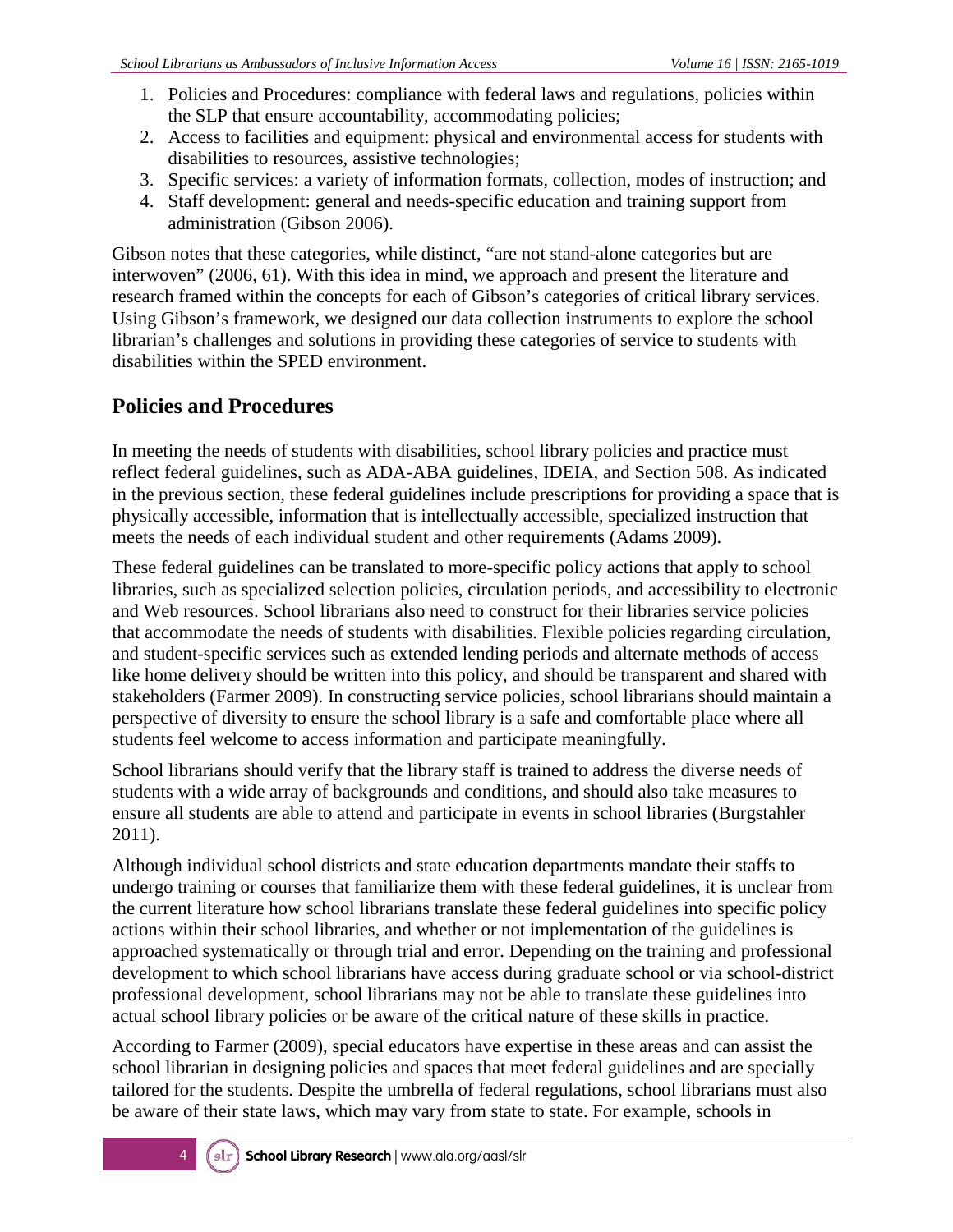1. Policies and Procedures: compliance with federal laws and regulations, policies within the SLP that ensure accountability, accommodating policies;
2. Access to facilities and equipment: physical and environmental access for students with disabilities to resources, assistive technologies;
3. Specific services: a variety of information formats, collection, modes of instruction; and
4. Staff development: general and needs-specific education and training support from administration (Gibson 2006).

Gibson notes that these categories, while distinct, "are not stand-alone categories but are interwoven" (2006, 61). With this idea in mind, we approach and present the literature and research framed within the concepts for each of Gibson's categories of critical library services. Using Gibson's framework, we designed our data collection instruments to explore the school librarian's challenges and solutions in providing these categories of service to students with disabilities within the SPED environment.

## Policies and Procedures

In meeting the needs of students with disabilities, school library policies and practice must reflect federal guidelines, such as ADA-ABA guidelines, IDEIA, and Section 508. As indicated in the previous section, these federal guidelines include prescriptions for providing a space that is physically accessible, information that is intellectually accessible, specialized instruction that meets the needs of each individual student and other requirements (Adams 2009).

These federal guidelines can be translated to more-specific policy actions that apply to school libraries, such as specialized selection policies, circulation periods, and accessibility to electronic and Web resources. School librarians also need to construct for their libraries service policies that accommodate the needs of students with disabilities. Flexible policies regarding circulation, and student-specific services such as extended lending periods and alternate methods of access like home delivery should be written into this policy, and should be transparent and shared with stakeholders (Farmer 2009). In constructing service policies, school librarians should maintain a perspective of diversity to ensure the school library is a safe and comfortable place where all students feel welcome to access information and participate meaningfully.

School librarians should verify that the library staff is trained to address the diverse needs of students with a wide array of backgrounds and conditions, and should also take measures to ensure all students are able to attend and participate in events in school libraries (Burgstahler 2011).

Although individual school districts and state education departments mandate their staffs to undergo training or courses that familiarize them with these federal guidelines, it is unclear from the current literature how school librarians translate these federal guidelines into specific policy actions within their school libraries, and whether or not implementation of the guidelines is approached systematically or through trial and error. Depending on the training and professional development to which school librarians have access during graduate school or via school-district professional development, school librarians may not be able to translate these guidelines into actual school library policies or be aware of the critical nature of these skills in practice.

According to Farmer (2009), special educators have expertise in these areas and can assist the school librarian in designing policies and spaces that meet federal guidelines and are specially tailored for the students. Despite the umbrella of federal regulations, school librarians must also be aware of their state laws, which may vary from state to state. For example, schools in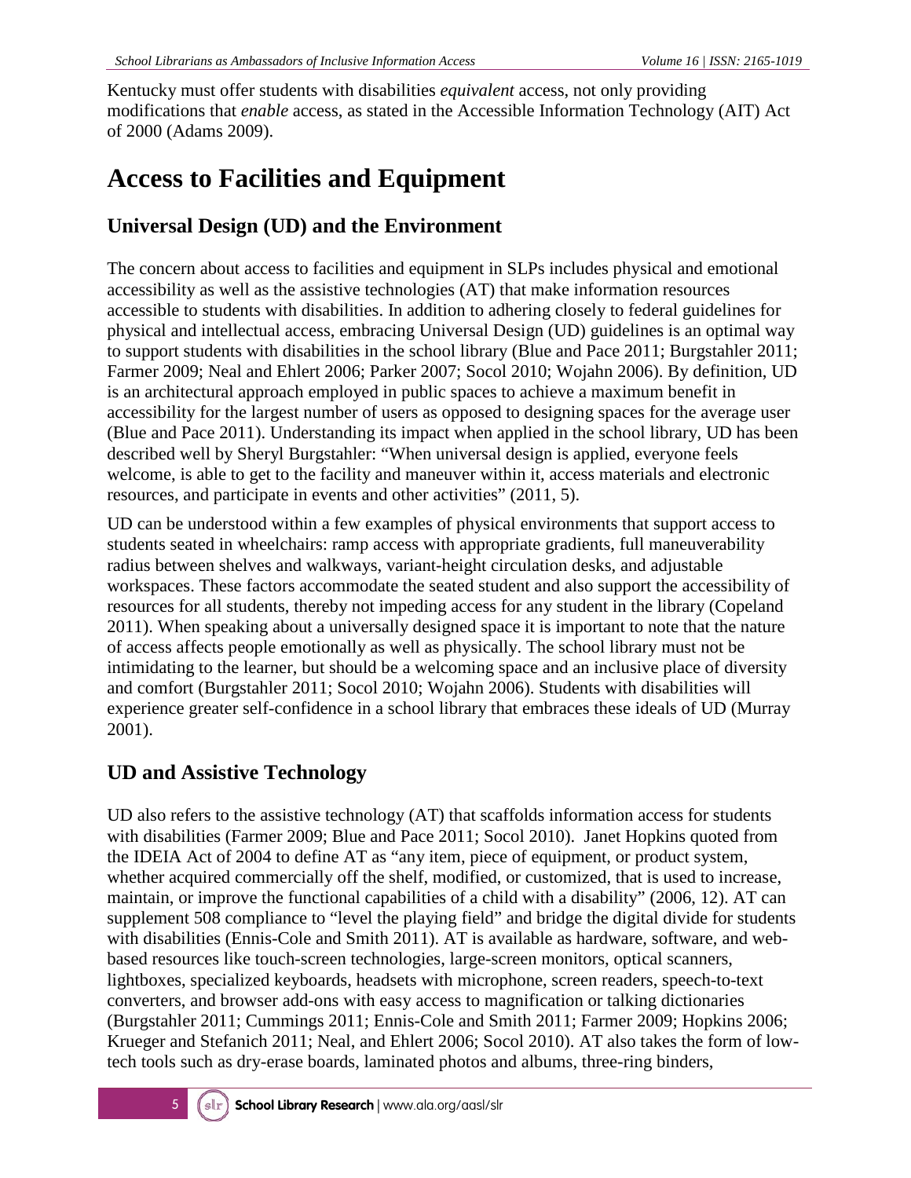Kentucky must offer students with disabilities *equivalent* access, not only providing modifications that *enable* access, as stated in the Accessible Information Technology (AIT) Act of 2000 (Adams 2009).

# Access to Facilities and Equipment

## Universal Design (UD) and the Environment

The concern about access to facilities and equipment in SLPs includes physical and emotional accessibility as well as the assistive technologies (AT) that make information resources accessible to students with disabilities. In addition to adhering closely to federal guidelines for physical and intellectual access, embracing Universal Design (UD) guidelines is an optimal way to support students with disabilities in the school library (Blue and Pace 2011; Burgstahler 2011; Farmer 2009; Neal and Ehlert 2006; Parker 2007; Socol 2010; Wojahn 2006). By definition, UD is an architectural approach employed in public spaces to achieve a maximum benefit in accessibility for the largest number of users as opposed to designing spaces for the average user (Blue and Pace 2011). Understanding its impact when applied in the school library, UD has been described well by Sheryl Burgstahler: "When universal design is applied, everyone feels welcome, is able to get to the facility and maneuver within it, access materials and electronic resources, and participate in events and other activities" (2011, 5).

UD can be understood within a few examples of physical environments that support access to students seated in wheelchairs: ramp access with appropriate gradients, full maneuverability radius between shelves and walkways, variant-height circulation desks, and adjustable workspaces. These factors accommodate the seated student and also support the accessibility of resources for all students, thereby not impeding access for any student in the library (Copeland 2011). When speaking about a universally designed space it is important to note that the nature of access affects people emotionally as well as physically. The school library must not be intimidating to the learner, but should be a welcoming space and an inclusive place of diversity and comfort (Burgstahler 2011; Socol 2010; Wojahn 2006). Students with disabilities will experience greater self-confidence in a school library that embraces these ideals of UD (Murray 2001).

## UD and Assistive Technology

UD also refers to the assistive technology (AT) that scaffolds information access for students with disabilities (Farmer 2009; Blue and Pace 2011; Socol 2010). Janet Hopkins quoted from the IDEIA Act of 2004 to define AT as "any item, piece of equipment, or product system, whether acquired commercially off the shelf, modified, or customized, that is used to increase, maintain, or improve the functional capabilities of a child with a disability" (2006, 12). AT can supplement 508 compliance to "level the playing field" and bridge the digital divide for students with disabilities (Ennis-Cole and Smith 2011). AT is available as hardware, software, and web-based resources like touch-screen technologies, large-screen monitors, optical scanners, lightboxes, specialized keyboards, headsets with microphone, screen readers, speech-to-text converters, and browser add-ons with easy access to magnification or talking dictionaries (Burgstahler 2011; Cummings 2011; Ennis-Cole and Smith 2011; Farmer 2009; Hopkins 2006; Krueger and Stefanich 2011; Neal, and Ehlert 2006; Socol 2010). AT also takes the form of low-tech tools such as dry-erase boards, laminated photos and albums, three-ring binders,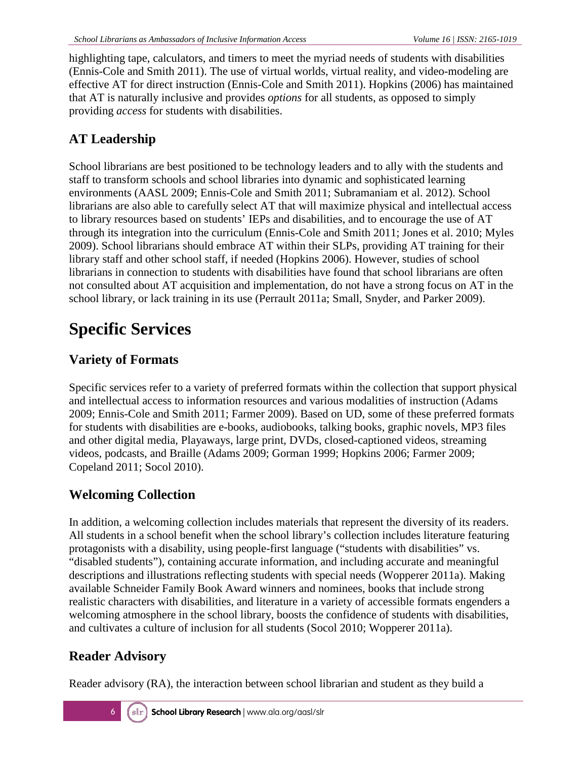highlighting tape, calculators, and timers to meet the myriad needs of students with disabilities (Ennis-Cole and Smith 2011). The use of virtual worlds, virtual reality, and video-modeling are effective AT for direct instruction (Ennis-Cole and Smith 2011). Hopkins (2006) has maintained that AT is naturally inclusive and provides *options* for all students, as opposed to simply providing *access* for students with disabilities.

### AT Leadership

School librarians are best positioned to be technology leaders and to ally with the students and staff to transform schools and school libraries into dynamic and sophisticated learning environments (AASL 2009; Ennis-Cole and Smith 2011; Subramaniam et al. 2012). School librarians are also able to carefully select AT that will maximize physical and intellectual access to library resources based on students' IEPs and disabilities, and to encourage the use of AT through its integration into the curriculum (Ennis-Cole and Smith 2011; Jones et al. 2010; Myles 2009). School librarians should embrace AT within their SLPs, providing AT training for their library staff and other school staff, if needed (Hopkins 2006). However, studies of school librarians in connection to students with disabilities have found that school librarians are often not consulted about AT acquisition and implementation, do not have a strong focus on AT in the school library, or lack training in its use (Perrault 2011a; Small, Snyder, and Parker 2009).

## Specific Services

### Variety of Formats

Specific services refer to a variety of preferred formats within the collection that support physical and intellectual access to information resources and various modalities of instruction (Adams 2009; Ennis-Cole and Smith 2011; Farmer 2009). Based on UD, some of these preferred formats for students with disabilities are e-books, audiobooks, talking books, graphic novels, MP3 files and other digital media, Playaways, large print, DVDs, closed-captioned videos, streaming videos, podcasts, and Braille (Adams 2009; Gorman 1999; Hopkins 2006; Farmer 2009; Copeland 2011; Socol 2010).

### Welcoming Collection

In addition, a welcoming collection includes materials that represent the diversity of its readers. All students in a school benefit when the school library's collection includes literature featuring protagonists with a disability, using people-first language ("students with disabilities" vs. "disabled students"), containing accurate information, and including accurate and meaningful descriptions and illustrations reflecting students with special needs (Wopperer 2011a). Making available Schneider Family Book Award winners and nominees, books that include strong realistic characters with disabilities, and literature in a variety of accessible formats engenders a welcoming atmosphere in the school library, boosts the confidence of students with disabilities, and cultivates a culture of inclusion for all students (Socol 2010; Wopperer 2011a).

### Reader Advisory

Reader advisory (RA), the interaction between school librarian and student as they build a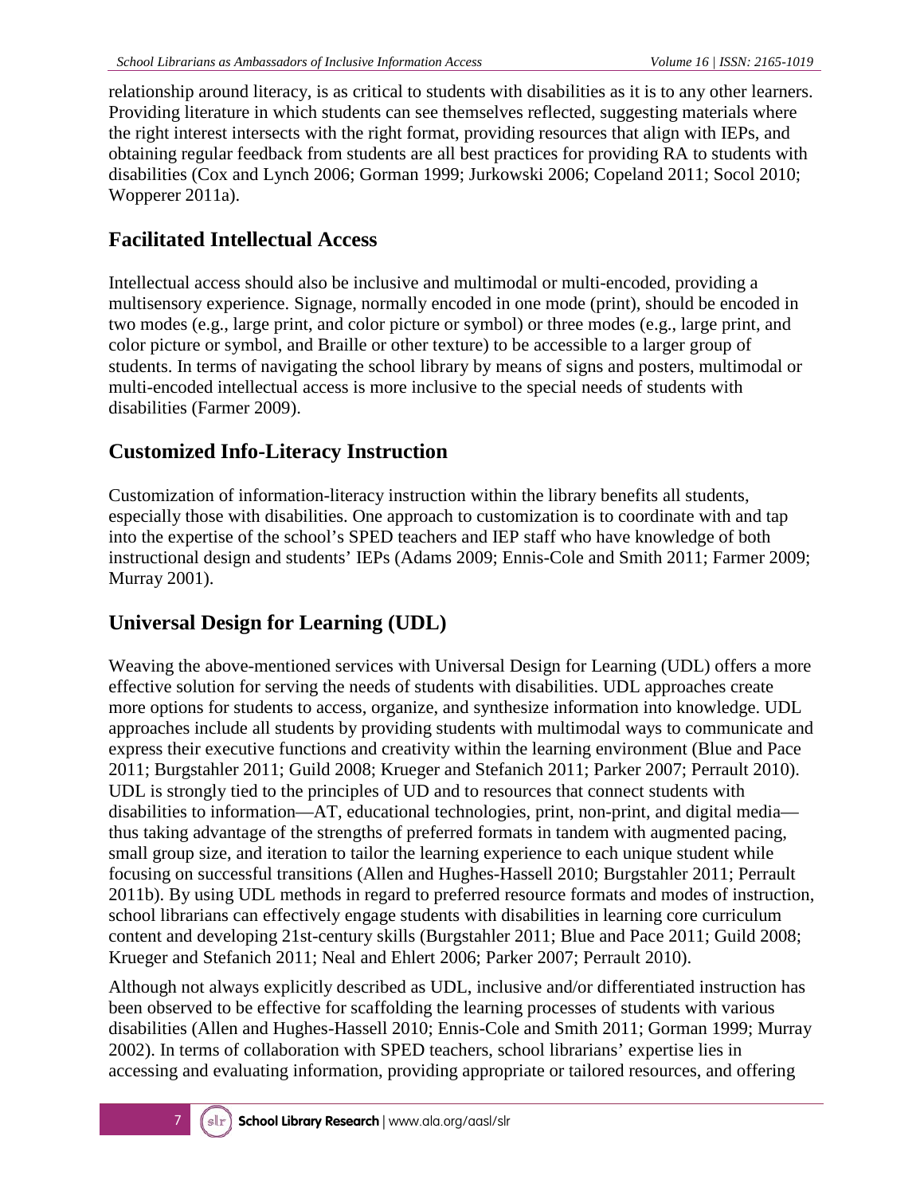relationship around literacy, is as critical to students with disabilities as it is to any other learners. Providing literature in which students can see themselves reflected, suggesting materials where the right interest intersects with the right format, providing resources that align with IEPs, and obtaining regular feedback from students are all best practices for providing RA to students with disabilities (Cox and Lynch 2006; Gorman 1999; Jurkowski 2006; Copeland 2011; Socol 2010; Wopperer 2011a).

## Facilitated Intellectual Access

Intellectual access should also be inclusive and multimodal or multi-encoded, providing a multisensory experience. Signage, normally encoded in one mode (print), should be encoded in two modes (e.g., large print, and color picture or symbol) or three modes (e.g., large print, and color picture or symbol, and Braille or other texture) to be accessible to a larger group of students. In terms of navigating the school library by means of signs and posters, multimodal or multi-encoded intellectual access is more inclusive to the special needs of students with disabilities (Farmer 2009).

## Customized Info-Literacy Instruction

Customization of information-literacy instruction within the library benefits all students, especially those with disabilities. One approach to customization is to coordinate with and tap into the expertise of the school's SPED teachers and IEP staff who have knowledge of both instructional design and students' IEPs (Adams 2009; Ennis-Cole and Smith 2011; Farmer 2009; Murray 2001).

## Universal Design for Learning (UDL)

Weaving the above-mentioned services with Universal Design for Learning (UDL) offers a more effective solution for serving the needs of students with disabilities. UDL approaches create more options for students to access, organize, and synthesize information into knowledge. UDL approaches include all students by providing students with multimodal ways to communicate and express their executive functions and creativity within the learning environment (Blue and Pace 2011; Burgstahler 2011; Guild 2008; Krueger and Stefanich 2011; Parker 2007; Perrault 2010). UDL is strongly tied to the principles of UD and to resources that connect students with disabilities to information—AT, educational technologies, print, non-print, and digital media—thus taking advantage of the strengths of preferred formats in tandem with augmented pacing, small group size, and iteration to tailor the learning experience to each unique student while focusing on successful transitions (Allen and Hughes-Hassell 2010; Burgstahler 2011; Perrault 2011b). By using UDL methods in regard to preferred resource formats and modes of instruction, school librarians can effectively engage students with disabilities in learning core curriculum content and developing 21st-century skills (Burgstahler 2011; Blue and Pace 2011; Guild 2008; Krueger and Stefanich 2011; Neal and Ehlert 2006; Parker 2007; Perrault 2010).

Although not always explicitly described as UDL, inclusive and/or differentiated instruction has been observed to be effective for scaffolding the learning processes of students with various disabilities (Allen and Hughes-Hassell 2010; Ennis-Cole and Smith 2011; Gorman 1999; Murray 2002). In terms of collaboration with SPED teachers, school librarians' expertise lies in accessing and evaluating information, providing appropriate or tailored resources, and offering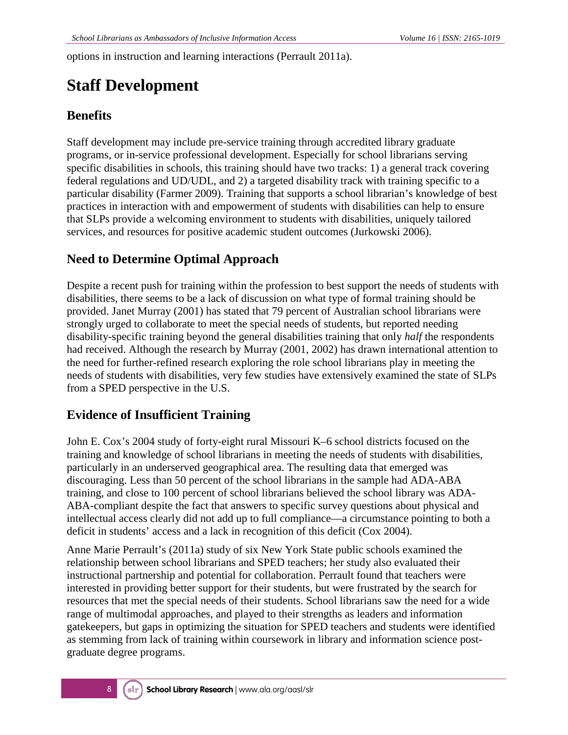options in instruction and learning interactions (Perrault 2011a).

# Staff Development

## Benefits

Staff development may include pre-service training through accredited library graduate programs, or in-service professional development. Especially for school librarians serving specific disabilities in schools, this training should have two tracks: 1) a general track covering federal regulations and UD/UDL, and 2) a targeted disability track with training specific to a particular disability (Farmer 2009). Training that supports a school librarian's knowledge of best practices in interaction with and empowerment of students with disabilities can help to ensure that SLPs provide a welcoming environment to students with disabilities, uniquely tailored services, and resources for positive academic student outcomes (Jurkowski 2006).

## Need to Determine Optimal Approach

Despite a recent push for training within the profession to best support the needs of students with disabilities, there seems to be a lack of discussion on what type of formal training should be provided. Janet Murray (2001) has stated that 79 percent of Australian school librarians were strongly urged to collaborate to meet the special needs of students, but reported needing disability-specific training beyond the general disabilities training that only *half* the respondents had received. Although the research by Murray (2001, 2002) has drawn international attention to the need for further-refined research exploring the role school librarians play in meeting the needs of students with disabilities, very few studies have extensively examined the state of SLPs from a SPED perspective in the U.S.

## Evidence of Insufficient Training

John E. Cox's 2004 study of forty-eight rural Missouri K–6 school districts focused on the training and knowledge of school librarians in meeting the needs of students with disabilities, particularly in an underserved geographical area. The resulting data that emerged was discouraging. Less than 50 percent of the school librarians in the sample had ADA-ABA training, and close to 100 percent of school librarians believed the school library was ADA-ABA-compliant despite the fact that answers to specific survey questions about physical and intellectual access clearly did not add up to full compliance—a circumstance pointing to both a deficit in students' access and a lack in recognition of this deficit (Cox 2004).

Anne Marie Perrault's (2011a) study of six New York State public schools examined the relationship between school librarians and SPED teachers; her study also evaluated their instructional partnership and potential for collaboration. Perrault found that teachers were interested in providing better support for their students, but were frustrated by the search for resources that met the special needs of their students. School librarians saw the need for a wide range of multimodal approaches, and played to their strengths as leaders and information gatekeepers, but gaps in optimizing the situation for SPED teachers and students were identified as stemming from lack of training within coursework in library and information science post-graduate degree programs.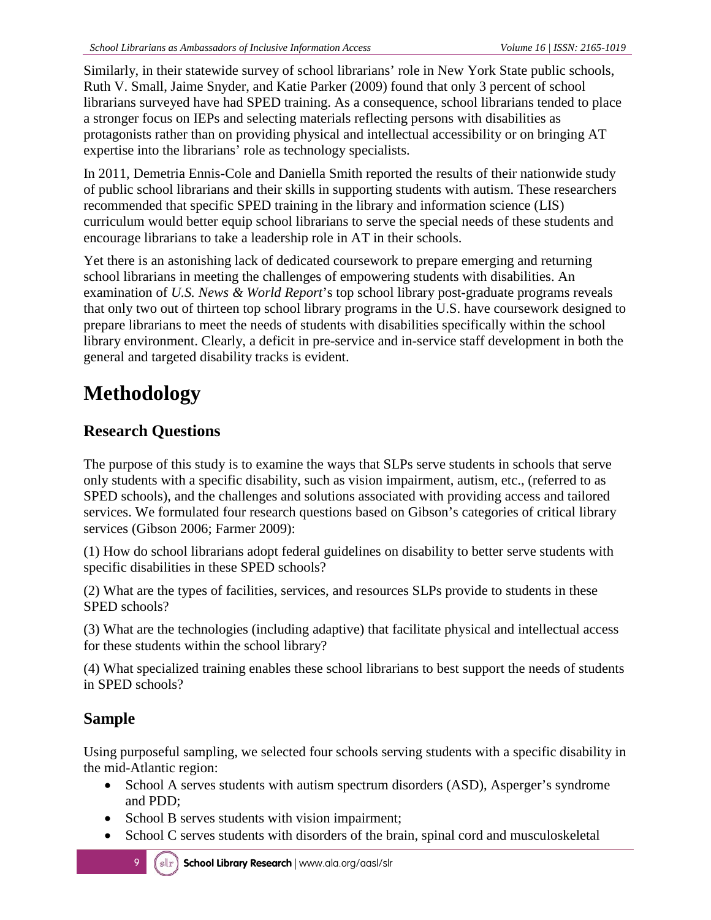Similarly, in their statewide survey of school librarians' role in New York State public schools, Ruth V. Small, Jaime Snyder, and Katie Parker (2009) found that only 3 percent of school librarians surveyed have had SPED training. As a consequence, school librarians tended to place a stronger focus on IEPs and selecting materials reflecting persons with disabilities as protagonists rather than on providing physical and intellectual accessibility or on bringing AT expertise into the librarians' role as technology specialists.

In 2011, Demetria Ennis-Cole and Daniella Smith reported the results of their nationwide study of public school librarians and their skills in supporting students with autism. These researchers recommended that specific SPED training in the library and information science (LIS) curriculum would better equip school librarians to serve the special needs of these students and encourage librarians to take a leadership role in AT in their schools.

Yet there is an astonishing lack of dedicated coursework to prepare emerging and returning school librarians in meeting the challenges of empowering students with disabilities. An examination of *U.S. News & World Report*'s top school library post-graduate programs reveals that only two out of thirteen top school library programs in the U.S. have coursework designed to prepare librarians to meet the needs of students with disabilities specifically within the school library environment. Clearly, a deficit in pre-service and in-service staff development in both the general and targeted disability tracks is evident.

# Methodology

## Research Questions

The purpose of this study is to examine the ways that SLPs serve students in schools that serve only students with a specific disability, such as vision impairment, autism, etc., (referred to as SPED schools), and the challenges and solutions associated with providing access and tailored services. We formulated four research questions based on Gibson's categories of critical library services (Gibson 2006; Farmer 2009):

(1) How do school librarians adopt federal guidelines on disability to better serve students with specific disabilities in these SPED schools?

(2) What are the types of facilities, services, and resources SLPs provide to students in these SPED schools?

(3) What are the technologies (including adaptive) that facilitate physical and intellectual access for these students within the school library?

(4) What specialized training enables these school librarians to best support the needs of students in SPED schools?

## Sample

Using purposeful sampling, we selected four schools serving students with a specific disability in the mid-Atlantic region:

- School A serves students with autism spectrum disorders (ASD), Asperger's syndrome and PDD;
- School B serves students with vision impairment;
- School C serves students with disorders of the brain, spinal cord and musculoskeletal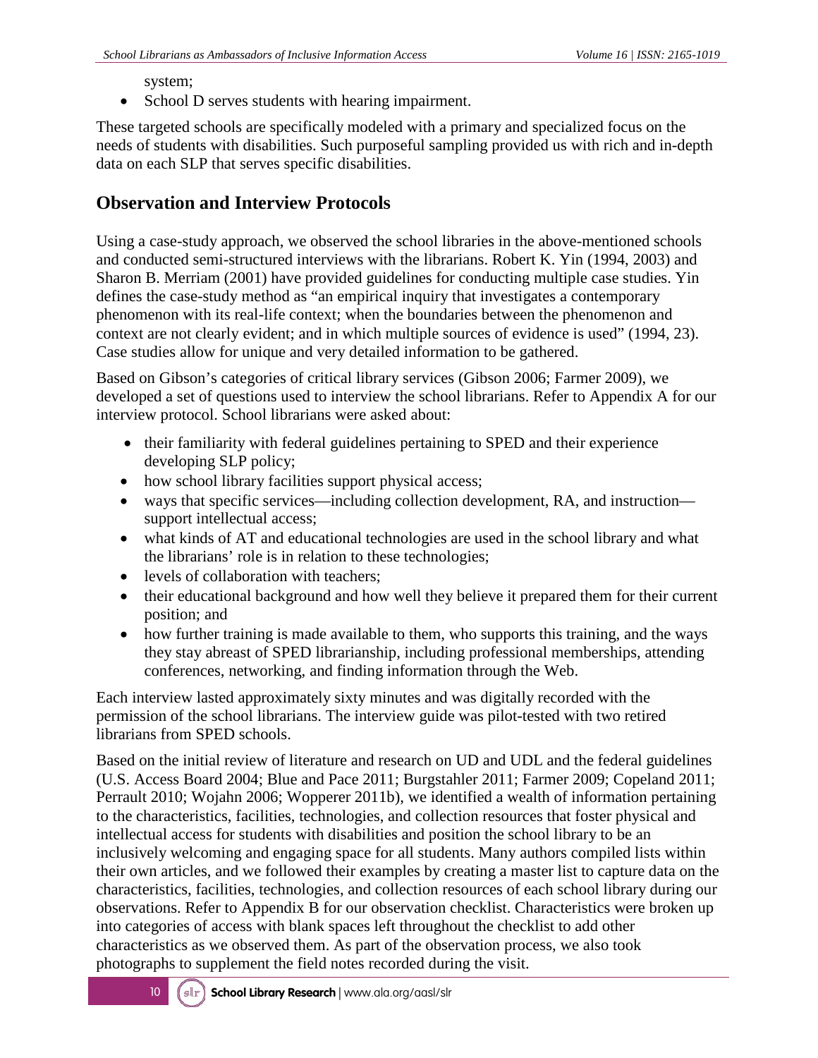system;

- School D serves students with hearing impairment.

These targeted schools are specifically modeled with a primary and specialized focus on the needs of students with disabilities. Such purposeful sampling provided us with rich and in-depth data on each SLP that serves specific disabilities.

## Observation and Interview Protocols

Using a case-study approach, we observed the school libraries in the above-mentioned schools and conducted semi-structured interviews with the librarians. Robert K. Yin (1994, 2003) and Sharon B. Merriam (2001) have provided guidelines for conducting multiple case studies. Yin defines the case-study method as "an empirical inquiry that investigates a contemporary phenomenon with its real-life context; when the boundaries between the phenomenon and context are not clearly evident; and in which multiple sources of evidence is used" (1994, 23). Case studies allow for unique and very detailed information to be gathered.

Based on Gibson's categories of critical library services (Gibson 2006; Farmer 2009), we developed a set of questions used to interview the school librarians. Refer to Appendix A for our interview protocol. School librarians were asked about:

- their familiarity with federal guidelines pertaining to SPED and their experience developing SLP policy;
- how school library facilities support physical access;
- ways that specific services—including collection development, RA, and instruction—support intellectual access;
- what kinds of AT and educational technologies are used in the school library and what the librarians' role is in relation to these technologies;
- levels of collaboration with teachers;
- their educational background and how well they believe it prepared them for their current position; and
- how further training is made available to them, who supports this training, and the ways they stay abreast of SPED librarianship, including professional memberships, attending conferences, networking, and finding information through the Web.

Each interview lasted approximately sixty minutes and was digitally recorded with the permission of the school librarians. The interview guide was pilot-tested with two retired librarians from SPED schools.

Based on the initial review of literature and research on UD and UDL and the federal guidelines (U.S. Access Board 2004; Blue and Pace 2011; Burgstahler 2011; Farmer 2009; Copeland 2011; Perrault 2010; Wojahn 2006; Wopperer 2011b), we identified a wealth of information pertaining to the characteristics, facilities, technologies, and collection resources that foster physical and intellectual access for students with disabilities and position the school library to be an inclusively welcoming and engaging space for all students. Many authors compiled lists within their own articles, and we followed their examples by creating a master list to capture data on the characteristics, facilities, technologies, and collection resources of each school library during our observations. Refer to Appendix B for our observation checklist. Characteristics were broken up into categories of access with blank spaces left throughout the checklist to add other characteristics as we observed them. As part of the observation process, we also took photographs to supplement the field notes recorded during the visit.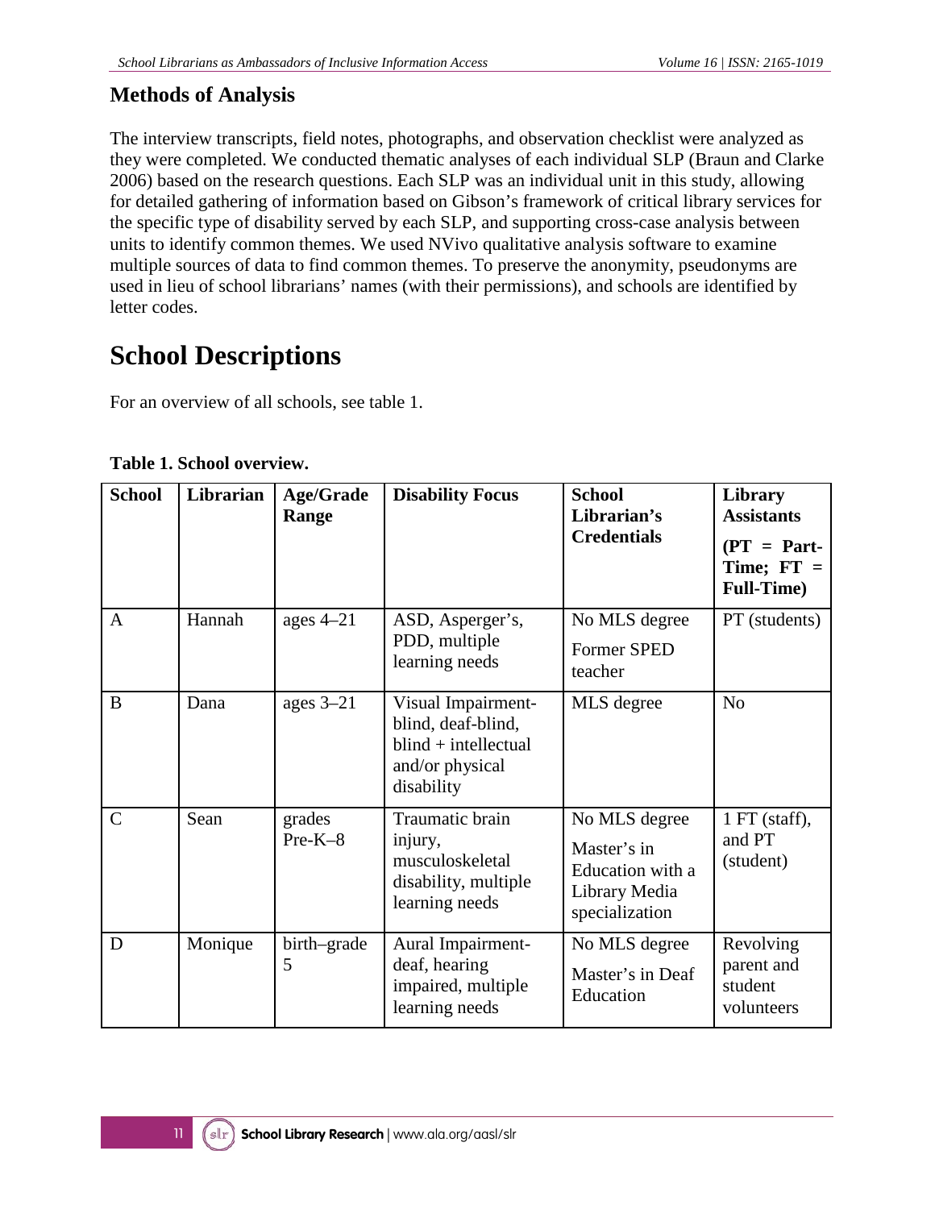### Methods of Analysis

The interview transcripts, field notes, photographs, and observation checklist were analyzed as they were completed. We conducted thematic analyses of each individual SLP (Braun and Clarke 2006) based on the research questions. Each SLP was an individual unit in this study, allowing for detailed gathering of information based on Gibson's framework of critical library services for the specific type of disability served by each SLP, and supporting cross-case analysis between units to identify common themes. We used NVivo qualitative analysis software to examine multiple sources of data to find common themes. To preserve the anonymity, pseudonyms are used in lieu of school librarians' names (with their permissions), and schools are identified by letter codes.

## School Descriptions

For an overview of all schools, see table 1.

**Table 1. School overview.**

| School | Librarian | Age/Grade Range | Disability Focus | School Librarian's Credentials | Library Assistants (PT = Part-Time; FT = Full-Time) |
|---|---|---|---|---|---|
| A | Hannah | ages 4–21 | ASD, Asperger's, PDD, multiple learning needs | No MLS degree<br>Former SPED teacher | PT (students) |
| B | Dana | ages 3–21 | Visual Impairment-blind, deaf-blind, blind + intellectual and/or physical disability | MLS degree | No |
| C | Sean | grades Pre-K–8 | Traumatic brain injury, musculoskeletal disability, multiple learning needs | No MLS degree<br>Master's in Education with a Library Media specialization | 1 FT (staff), and PT (student) |
| D | Monique | birth–grade 5 | Aural Impairment-deaf, hearing impaired, multiple learning needs | No MLS degree<br>Master's in Deaf Education | Revolving parent and student volunteers |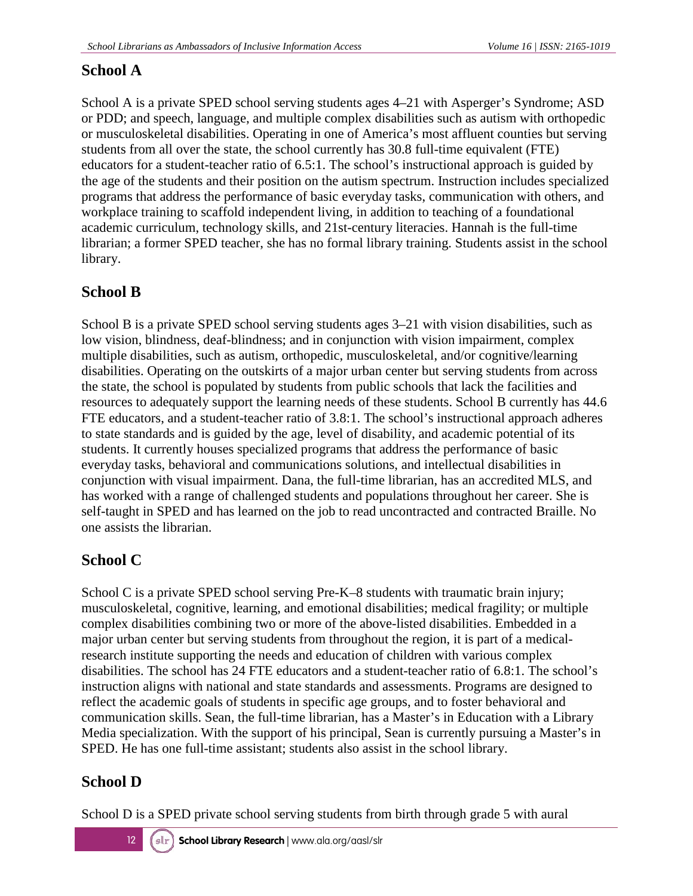## School A

School A is a private SPED school serving students ages 4–21 with Asperger's Syndrome; ASD or PDD; and speech, language, and multiple complex disabilities such as autism with orthopedic or musculoskeletal disabilities. Operating in one of America's most affluent counties but serving students from all over the state, the school currently has 30.8 full-time equivalent (FTE) educators for a student-teacher ratio of 6.5:1. The school's instructional approach is guided by the age of the students and their position on the autism spectrum. Instruction includes specialized programs that address the performance of basic everyday tasks, communication with others, and workplace training to scaffold independent living, in addition to teaching of a foundational academic curriculum, technology skills, and 21st-century literacies. Hannah is the full-time librarian; a former SPED teacher, she has no formal library training. Students assist in the school library.

## School B

School B is a private SPED school serving students ages 3–21 with vision disabilities, such as low vision, blindness, deaf-blindness; and in conjunction with vision impairment, complex multiple disabilities, such as autism, orthopedic, musculoskeletal, and/or cognitive/learning disabilities. Operating on the outskirts of a major urban center but serving students from across the state, the school is populated by students from public schools that lack the facilities and resources to adequately support the learning needs of these students. School B currently has 44.6 FTE educators, and a student-teacher ratio of 3.8:1. The school's instructional approach adheres to state standards and is guided by the age, level of disability, and academic potential of its students. It currently houses specialized programs that address the performance of basic everyday tasks, behavioral and communications solutions, and intellectual disabilities in conjunction with visual impairment. Dana, the full-time librarian, has an accredited MLS, and has worked with a range of challenged students and populations throughout her career. She is self-taught in SPED and has learned on the job to read uncontracted and contracted Braille. No one assists the librarian.

## School C

School C is a private SPED school serving Pre-K–8 students with traumatic brain injury; musculoskeletal, cognitive, learning, and emotional disabilities; medical fragility; or multiple complex disabilities combining two or more of the above-listed disabilities. Embedded in a major urban center but serving students from throughout the region, it is part of a medical-research institute supporting the needs and education of children with various complex disabilities. The school has 24 FTE educators and a student-teacher ratio of 6.8:1. The school's instruction aligns with national and state standards and assessments. Programs are designed to reflect the academic goals of students in specific age groups, and to foster behavioral and communication skills. Sean, the full-time librarian, has a Master's in Education with a Library Media specialization. With the support of his principal, Sean is currently pursuing a Master's in SPED. He has one full-time assistant; students also assist in the school library.

## School D

School D is a SPED private school serving students from birth through grade 5 with aural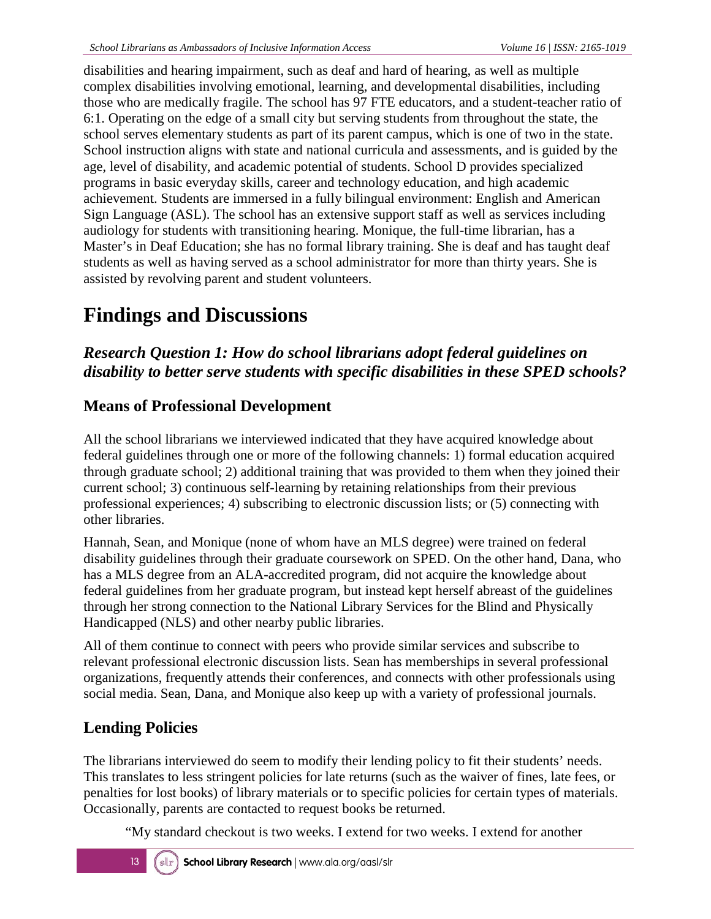disabilities and hearing impairment, such as deaf and hard of hearing, as well as multiple complex disabilities involving emotional, learning, and developmental disabilities, including those who are medically fragile. The school has 97 FTE educators, and a student-teacher ratio of 6:1. Operating on the edge of a small city but serving students from throughout the state, the school serves elementary students as part of its parent campus, which is one of two in the state. School instruction aligns with state and national curricula and assessments, and is guided by the age, level of disability, and academic potential of students. School D provides specialized programs in basic everyday skills, career and technology education, and high academic achievement. Students are immersed in a fully bilingual environment: English and American Sign Language (ASL). The school has an extensive support staff as well as services including audiology for students with transitioning hearing. Monique, the full-time librarian, has a Master's in Deaf Education; she has no formal library training. She is deaf and has taught deaf students as well as having served as a school administrator for more than thirty years. She is assisted by revolving parent and student volunteers.

# Findings and Discussions

## *Research Question 1: How do school librarians adopt federal guidelines on disability to better serve students with specific disabilities in these SPED schools?*

### Means of Professional Development

All the school librarians we interviewed indicated that they have acquired knowledge about federal guidelines through one or more of the following channels: 1) formal education acquired through graduate school; 2) additional training that was provided to them when they joined their current school; 3) continuous self-learning by retaining relationships from their previous professional experiences; 4) subscribing to electronic discussion lists; or (5) connecting with other libraries.

Hannah, Sean, and Monique (none of whom have an MLS degree) were trained on federal disability guidelines through their graduate coursework on SPED. On the other hand, Dana, who has a MLS degree from an ALA-accredited program, did not acquire the knowledge about federal guidelines from her graduate program, but instead kept herself abreast of the guidelines through her strong connection to the National Library Services for the Blind and Physically Handicapped (NLS) and other nearby public libraries.

All of them continue to connect with peers who provide similar services and subscribe to relevant professional electronic discussion lists. Sean has memberships in several professional organizations, frequently attends their conferences, and connects with other professionals using social media. Sean, Dana, and Monique also keep up with a variety of professional journals.

### Lending Policies

The librarians interviewed do seem to modify their lending policy to fit their students' needs. This translates to less stringent policies for late returns (such as the waiver of fines, late fees, or penalties for lost books) of library materials or to specific policies for certain types of materials. Occasionally, parents are contacted to request books be returned.

"My standard checkout is two weeks. I extend for two weeks. I extend for another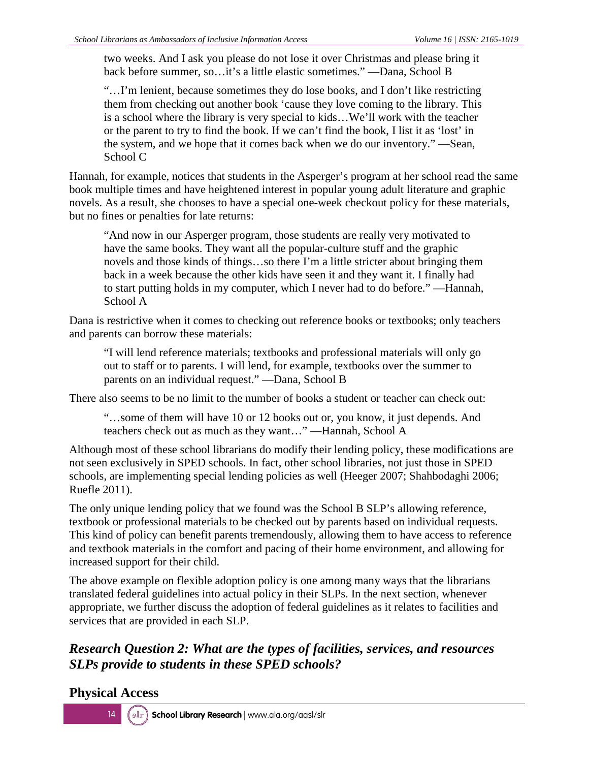> two weeks. And I ask you please do not lose it over Christmas and please bring it back before summer, so…it's a little elastic sometimes." —Dana, School B

> "…I'm lenient, because sometimes they do lose books, and I don't like restricting them from checking out another book 'cause they love coming to the library. This is a school where the library is very special to kids…We'll work with the teacher or the parent to try to find the book. If we can't find the book, I list it as 'lost' in the system, and we hope that it comes back when we do our inventory." —Sean, School C

Hannah, for example, notices that students in the Asperger's program at her school read the same book multiple times and have heightened interest in popular young adult literature and graphic novels. As a result, she chooses to have a special one-week checkout policy for these materials, but no fines or penalties for late returns:

> "And now in our Asperger program, those students are really very motivated to have the same books. They want all the popular-culture stuff and the graphic novels and those kinds of things…so there I'm a little stricter about bringing them back in a week because the other kids have seen it and they want it. I finally had to start putting holds in my computer, which I never had to do before." —Hannah, School A

Dana is restrictive when it comes to checking out reference books or textbooks; only teachers and parents can borrow these materials:

> "I will lend reference materials; textbooks and professional materials will only go out to staff or to parents. I will lend, for example, textbooks over the summer to parents on an individual request." —Dana, School B

There also seems to be no limit to the number of books a student or teacher can check out:

> "…some of them will have 10 or 12 books out or, you know, it just depends. And teachers check out as much as they want…" —Hannah, School A

Although most of these school librarians do modify their lending policy, these modifications are not seen exclusively in SPED schools. In fact, other school libraries, not just those in SPED schools, are implementing special lending policies as well (Heeger 2007; Shahbodaghi 2006; Ruefle 2011).

The only unique lending policy that we found was the School B SLP's allowing reference, textbook or professional materials to be checked out by parents based on individual requests. This kind of policy can benefit parents tremendously, allowing them to have access to reference and textbook materials in the comfort and pacing of their home environment, and allowing for increased support for their child.

The above example on flexible adoption policy is one among many ways that the librarians translated federal guidelines into actual policy in their SLPs. In the next section, whenever appropriate, we further discuss the adoption of federal guidelines as it relates to facilities and services that are provided in each SLP.

## *Research Question 2: What are the types of facilities, services, and resources SLPs provide to students in these SPED schools?*

### Physical Access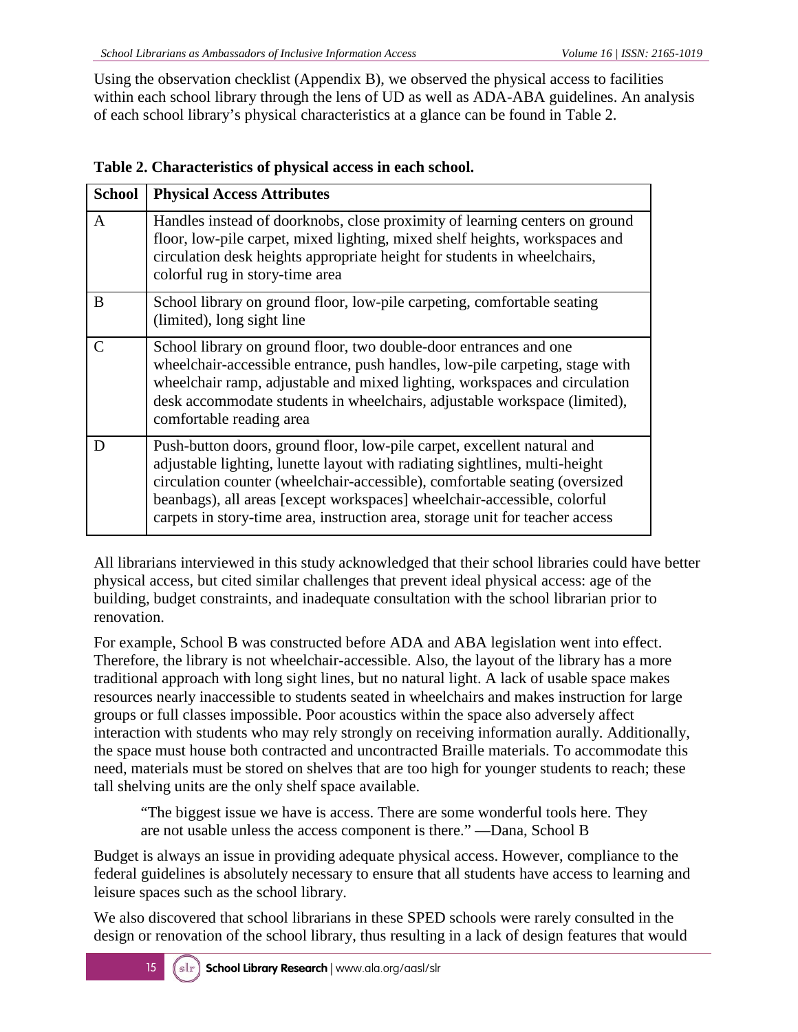Using the observation checklist (Appendix B), we observed the physical access to facilities within each school library through the lens of UD as well as ADA-ABA guidelines. An analysis of each school library's physical characteristics at a glance can be found in Table 2.

**Table 2. Characteristics of physical access in each school.**

| School | Physical Access Attributes |
|---|---|
| A | Handles instead of doorknobs, close proximity of learning centers on ground floor, low-pile carpet, mixed lighting, mixed shelf heights, workspaces and circulation desk heights appropriate height for students in wheelchairs, colorful rug in story-time area |
| B | School library on ground floor, low-pile carpeting, comfortable seating (limited), long sight line |
| C | School library on ground floor, two double-door entrances and one wheelchair-accessible entrance, push handles, low-pile carpeting, stage with wheelchair ramp, adjustable and mixed lighting, workspaces and circulation desk accommodate students in wheelchairs, adjustable workspace (limited), comfortable reading area |
| D | Push-button doors, ground floor, low-pile carpet, excellent natural and adjustable lighting, lunette layout with radiating sightlines, multi-height circulation counter (wheelchair-accessible), comfortable seating (oversized beanbags), all areas [except workspaces] wheelchair-accessible, colorful carpets in story-time area, instruction area, storage unit for teacher access |

All librarians interviewed in this study acknowledged that their school libraries could have better physical access, but cited similar challenges that prevent ideal physical access: age of the building, budget constraints, and inadequate consultation with the school librarian prior to renovation.

For example, School B was constructed before ADA and ABA legislation went into effect. Therefore, the library is not wheelchair-accessible. Also, the layout of the library has a more traditional approach with long sight lines, but no natural light. A lack of usable space makes resources nearly inaccessible to students seated in wheelchairs and makes instruction for large groups or full classes impossible. Poor acoustics within the space also adversely affect interaction with students who may rely strongly on receiving information aurally. Additionally, the space must house both contracted and uncontracted Braille materials. To accommodate this need, materials must be stored on shelves that are too high for younger students to reach; these tall shelving units are the only shelf space available.

> "The biggest issue we have is access. There are some wonderful tools here. They are not usable unless the access component is there." —Dana, School B

Budget is always an issue in providing adequate physical access. However, compliance to the federal guidelines is absolutely necessary to ensure that all students have access to learning and leisure spaces such as the school library.

We also discovered that school librarians in these SPED schools were rarely consulted in the design or renovation of the school library, thus resulting in a lack of design features that would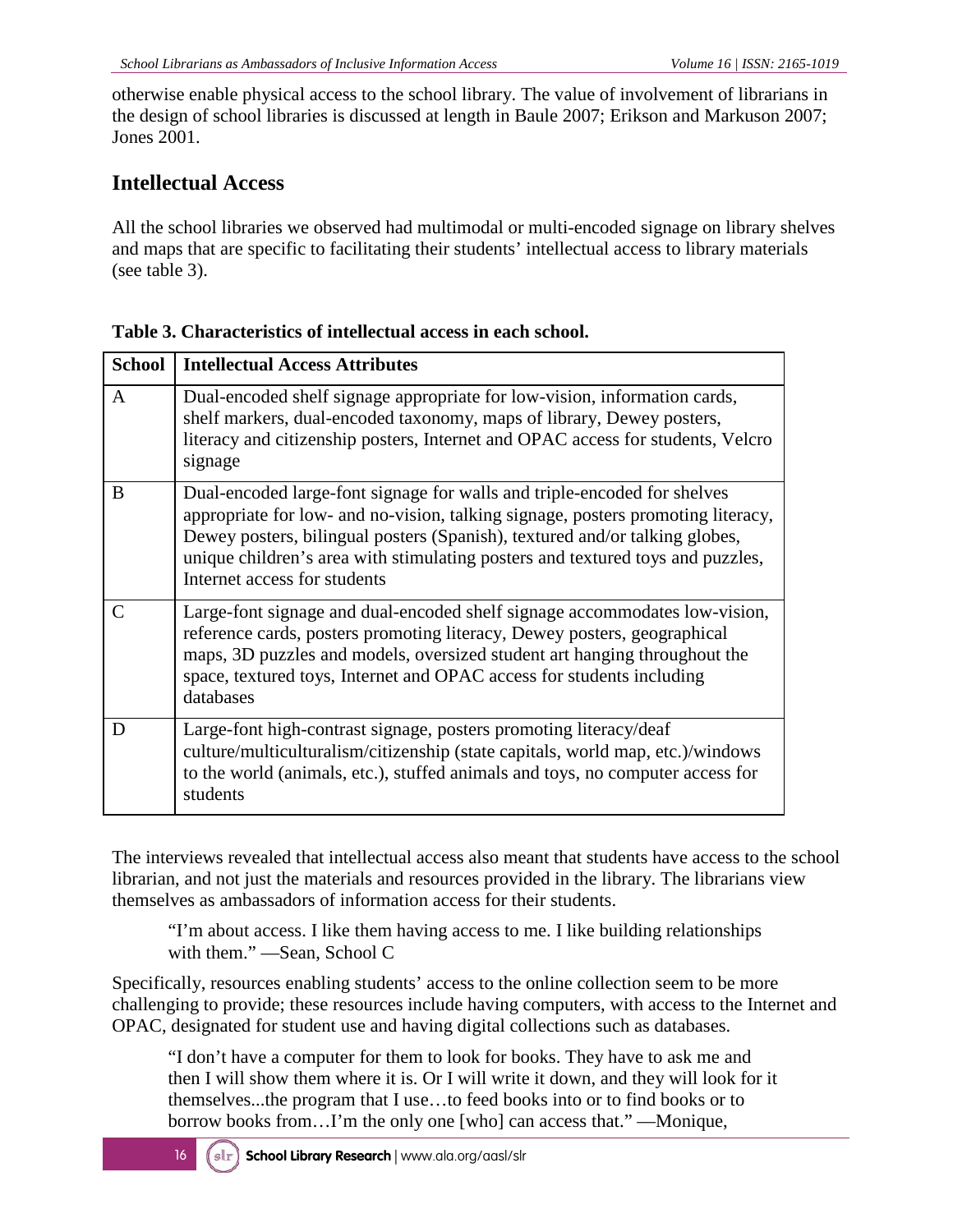otherwise enable physical access to the school library. The value of involvement of librarians in the design of school libraries is discussed at length in Baule 2007; Erikson and Markuson 2007; Jones 2001.

## Intellectual Access

All the school libraries we observed had multimodal or multi-encoded signage on library shelves and maps that are specific to facilitating their students' intellectual access to library materials (see table 3).

**Table 3. Characteristics of intellectual access in each school.**

| School | Intellectual Access Attributes |
|---|---|
| A | Dual-encoded shelf signage appropriate for low-vision, information cards, shelf markers, dual-encoded taxonomy, maps of library, Dewey posters, literacy and citizenship posters, Internet and OPAC access for students, Velcro signage |
| B | Dual-encoded large-font signage for walls and triple-encoded for shelves appropriate for low- and no-vision, talking signage, posters promoting literacy, Dewey posters, bilingual posters (Spanish), textured and/or talking globes, unique children's area with stimulating posters and textured toys and puzzles, Internet access for students |
| C | Large-font signage and dual-encoded shelf signage accommodates low-vision, reference cards, posters promoting literacy, Dewey posters, geographical maps, 3D puzzles and models, oversized student art hanging throughout the space, textured toys, Internet and OPAC access for students including databases |
| D | Large-font high-contrast signage, posters promoting literacy/deaf culture/multiculturalism/citizenship (state capitals, world map, etc.)/windows to the world (animals, etc.), stuffed animals and toys, no computer access for students |

The interviews revealed that intellectual access also meant that students have access to the school librarian, and not just the materials and resources provided in the library. The librarians view themselves as ambassadors of information access for their students.

> "I'm about access. I like them having access to me. I like building relationships with them." —Sean, School C

Specifically, resources enabling students' access to the online collection seem to be more challenging to provide; these resources include having computers, with access to the Internet and OPAC, designated for student use and having digital collections such as databases.

> "I don't have a computer for them to look for books. They have to ask me and then I will show them where it is. Or I will write it down, and they will look for it themselves...the program that I use…to feed books into or to find books or to borrow books from…I'm the only one [who] can access that." —Monique,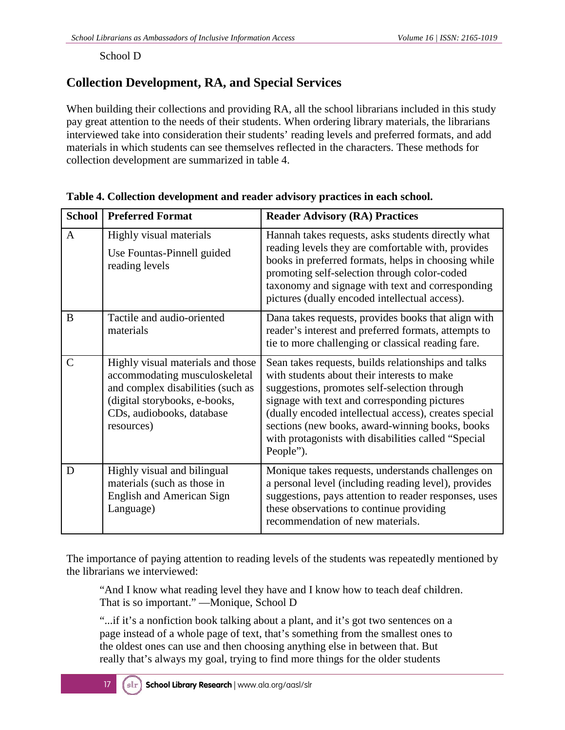School D

## Collection Development, RA, and Special Services

When building their collections and providing RA, all the school librarians included in this study pay great attention to the needs of their students. When ordering library materials, the librarians interviewed take into consideration their students' reading levels and preferred formats, and add materials in which students can see themselves reflected in the characters. These methods for collection development are summarized in table 4.

**Table 4. Collection development and reader advisory practices in each school.**

| School | Preferred Format | Reader Advisory (RA) Practices |
|---|---|---|
| A | Highly visual materials<br>Use Fountas-Pinnell guided reading levels | Hannah takes requests, asks students directly what reading levels they are comfortable with, provides books in preferred formats, helps in choosing while promoting self-selection through color-coded taxonomy and signage with text and corresponding pictures (dually encoded intellectual access). |
| B | Tactile and audio-oriented materials | Dana takes requests, provides books that align with reader's interest and preferred formats, attempts to tie to more challenging or classical reading fare. |
| C | Highly visual materials and those accommodating musculoskeletal and complex disabilities (such as (digital storybooks, e-books, CDs, audiobooks, database resources) | Sean takes requests, builds relationships and talks with students about their interests to make suggestions, promotes self-selection through signage with text and corresponding pictures (dually encoded intellectual access), creates special sections (new books, award-winning books, books with protagonists with disabilities called "Special People"). |
| D | Highly visual and bilingual materials (such as those in English and American Sign Language) | Monique takes requests, understands challenges on a personal level (including reading level), provides suggestions, pays attention to reader responses, uses these observations to continue providing recommendation of new materials. |

The importance of paying attention to reading levels of the students was repeatedly mentioned by the librarians we interviewed:

> "And I know what reading level they have and I know how to teach deaf children. That is so important." —Monique, School D

> "...if it's a nonfiction book talking about a plant, and it's got two sentences on a page instead of a whole page of text, that's something from the smallest ones to the oldest ones can use and then choosing anything else in between that. But really that's always my goal, trying to find more things for the older students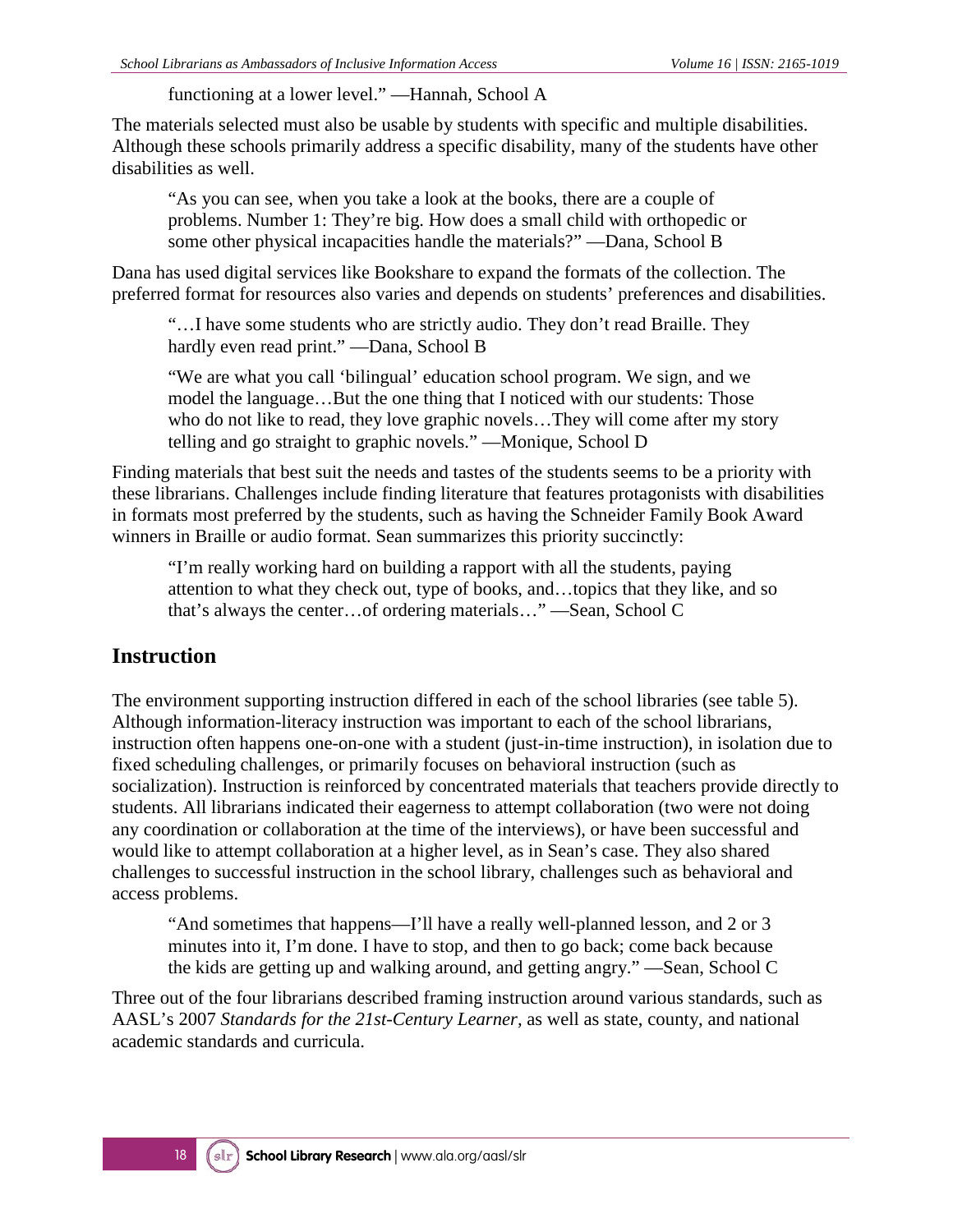functioning at a lower level." —Hannah, School A

The materials selected must also be usable by students with specific and multiple disabilities. Although these schools primarily address a specific disability, many of the students have other disabilities as well.

> "As you can see, when you take a look at the books, there are a couple of problems. Number 1: They're big. How does a small child with orthopedic or some other physical incapacities handle the materials?" —Dana, School B

Dana has used digital services like Bookshare to expand the formats of the collection. The preferred format for resources also varies and depends on students' preferences and disabilities.

> "…I have some students who are strictly audio. They don't read Braille. They hardly even read print." —Dana, School B

> "We are what you call 'bilingual' education school program. We sign, and we model the language…But the one thing that I noticed with our students: Those who do not like to read, they love graphic novels…They will come after my story telling and go straight to graphic novels." —Monique, School D

Finding materials that best suit the needs and tastes of the students seems to be a priority with these librarians. Challenges include finding literature that features protagonists with disabilities in formats most preferred by the students, such as having the Schneider Family Book Award winners in Braille or audio format. Sean summarizes this priority succinctly:

> "I'm really working hard on building a rapport with all the students, paying attention to what they check out, type of books, and…topics that they like, and so that's always the center…of ordering materials…" —Sean, School C

## Instruction

The environment supporting instruction differed in each of the school libraries (see table 5). Although information-literacy instruction was important to each of the school librarians, instruction often happens one-on-one with a student (just-in-time instruction), in isolation due to fixed scheduling challenges, or primarily focuses on behavioral instruction (such as socialization). Instruction is reinforced by concentrated materials that teachers provide directly to students. All librarians indicated their eagerness to attempt collaboration (two were not doing any coordination or collaboration at the time of the interviews), or have been successful and would like to attempt collaboration at a higher level, as in Sean's case. They also shared challenges to successful instruction in the school library, challenges such as behavioral and access problems.

> "And sometimes that happens—I'll have a really well-planned lesson, and 2 or 3 minutes into it, I'm done. I have to stop, and then to go back; come back because the kids are getting up and walking around, and getting angry." —Sean, School C

Three out of the four librarians described framing instruction around various standards, such as AASL's 2007 *Standards for the 21st-Century Learner,* as well as state, county, and national academic standards and curricula.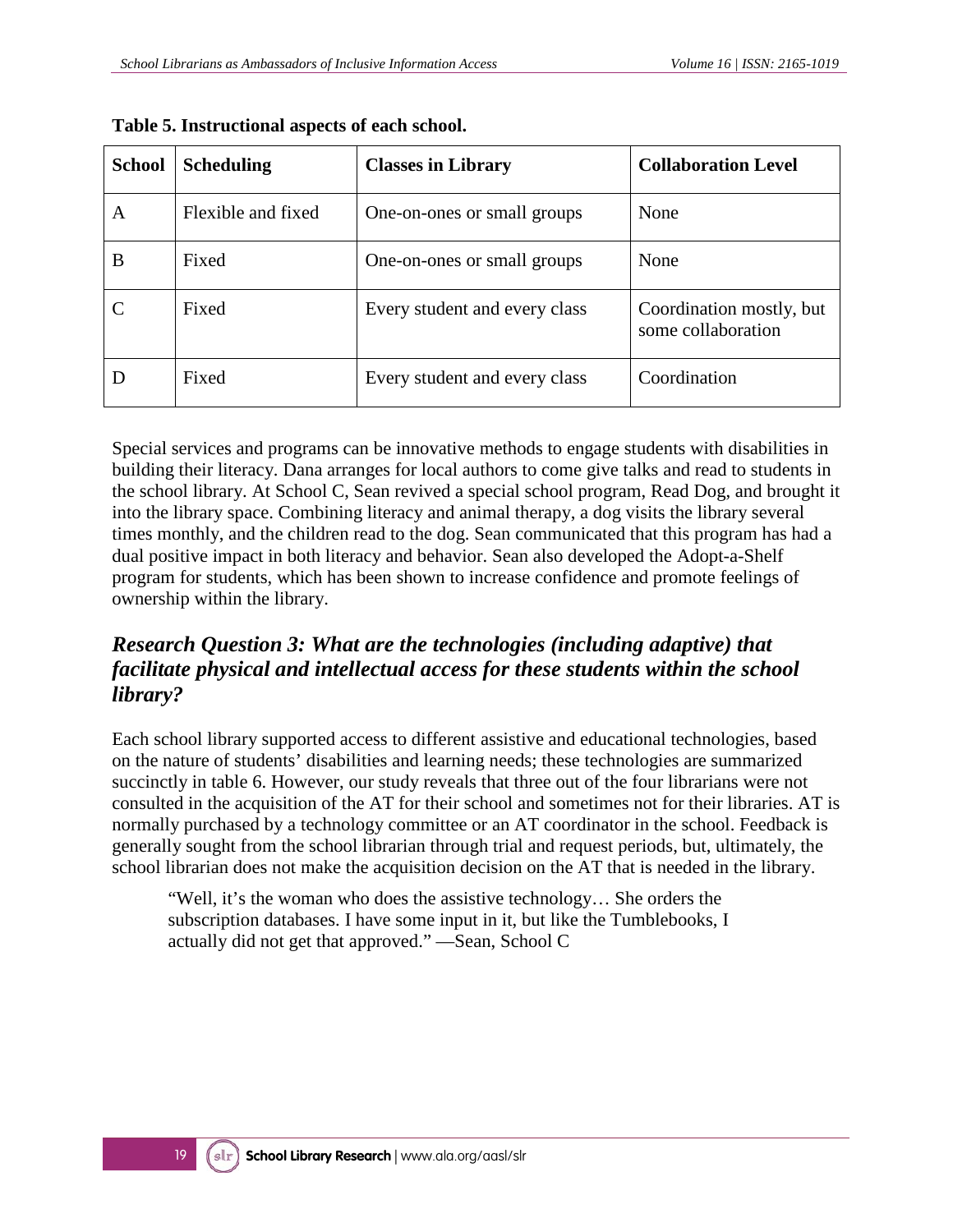**Table 5. Instructional aspects of each school.**

| School | Scheduling | Classes in Library | Collaboration Level |
|---|---|---|---|
| A | Flexible and fixed | One-on-ones or small groups | None |
| B | Fixed | One-on-ones or small groups | None |
| C | Fixed | Every student and every class | Coordination mostly, but some collaboration |
| D | Fixed | Every student and every class | Coordination |

Special services and programs can be innovative methods to engage students with disabilities in building their literacy. Dana arranges for local authors to come give talks and read to students in the school library. At School C, Sean revived a special school program, Read Dog, and brought it into the library space. Combining literacy and animal therapy, a dog visits the library several times monthly, and the children read to the dog. Sean communicated that this program has had a dual positive impact in both literacy and behavior. Sean also developed the Adopt-a-Shelf program for students, which has been shown to increase confidence and promote feelings of ownership within the library.

### *Research Question 3: What are the technologies (including adaptive) that facilitate physical and intellectual access for these students within the school library?*

Each school library supported access to different assistive and educational technologies, based on the nature of students' disabilities and learning needs; these technologies are summarized succinctly in table 6. However, our study reveals that three out of the four librarians were not consulted in the acquisition of the AT for their school and sometimes not for their libraries. AT is normally purchased by a technology committee or an AT coordinator in the school. Feedback is generally sought from the school librarian through trial and request periods, but, ultimately, the school librarian does not make the acquisition decision on the AT that is needed in the library.

> "Well, it's the woman who does the assistive technology… She orders the subscription databases. I have some input in it, but like the Tumblebooks, I actually did not get that approved." —Sean, School C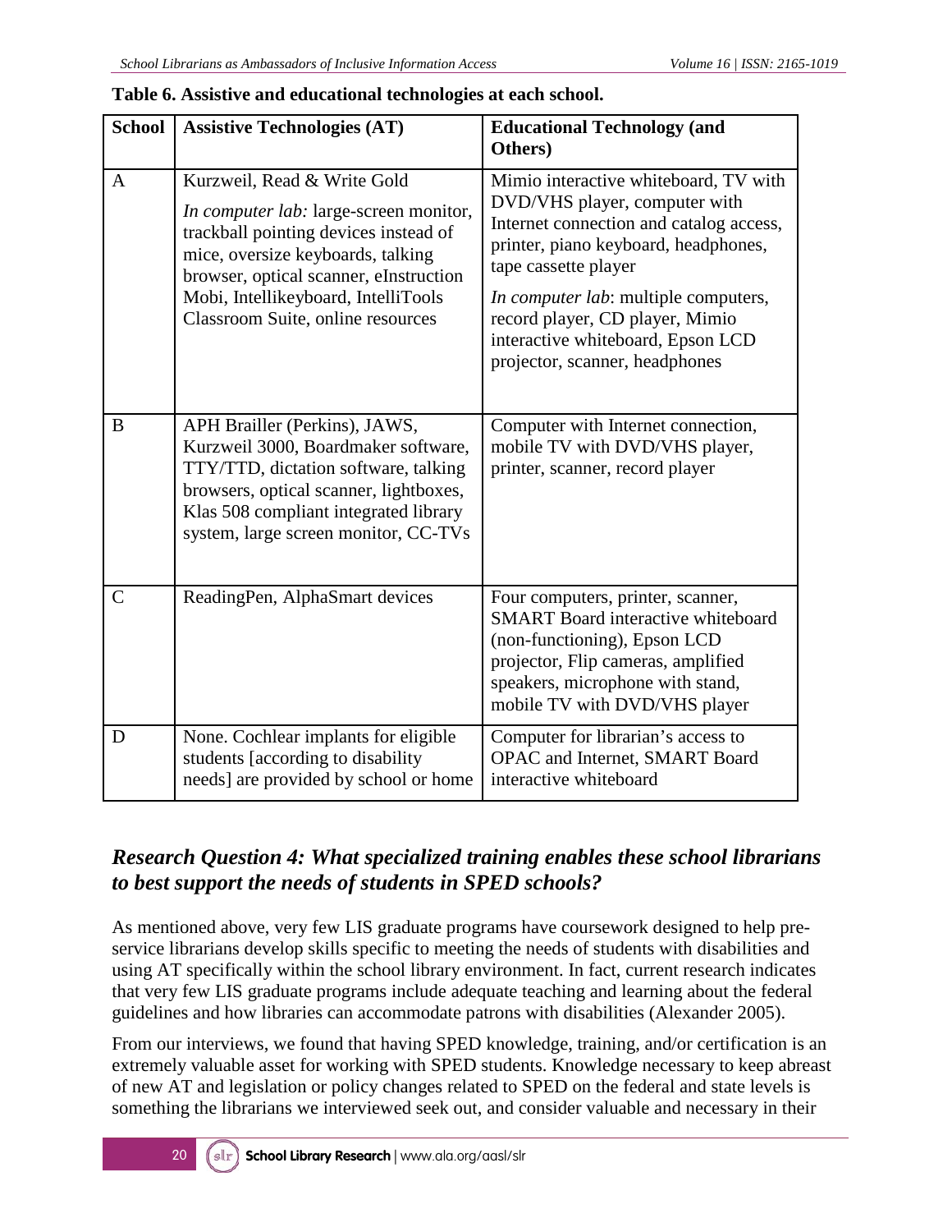**Table 6. Assistive and educational technologies at each school.**

| School | Assistive Technologies (AT) | Educational Technology (and Others) |
|---|---|---|
| A | Kurzweil, Read & Write Gold<br>*In computer lab:* large-screen monitor, trackball pointing devices instead of mice, oversize keyboards, talking browser, optical scanner, eInstruction Mobi, Intellikeyboard, IntelliTools Classroom Suite, online resources | Mimio interactive whiteboard, TV with DVD/VHS player, computer with Internet connection and catalog access, printer, piano keyboard, headphones, tape cassette player<br>*In computer lab*: multiple computers, record player, CD player, Mimio interactive whiteboard, Epson LCD projector, scanner, headphones |
| B | APH Brailler (Perkins), JAWS, Kurzweil 3000, Boardmaker software, TTY/TTD, dictation software, talking browsers, optical scanner, lightboxes, Klas 508 compliant integrated library system, large screen monitor, CC-TVs | Computer with Internet connection, mobile TV with DVD/VHS player, printer, scanner, record player |
| C | ReadingPen, AlphaSmart devices | Four computers, printer, scanner, SMART Board interactive whiteboard (non-functioning), Epson LCD projector, Flip cameras, amplified speakers, microphone with stand, mobile TV with DVD/VHS player |
| D | None. Cochlear implants for eligible students [according to disability needs] are provided by school or home | Computer for librarian's access to OPAC and Internet, SMART Board interactive whiteboard |

### *Research Question 4: What specialized training enables these school librarians to best support the needs of students in SPED schools?*

As mentioned above, very few LIS graduate programs have coursework designed to help pre-service librarians develop skills specific to meeting the needs of students with disabilities and using AT specifically within the school library environment. In fact, current research indicates that very few LIS graduate programs include adequate teaching and learning about the federal guidelines and how libraries can accommodate patrons with disabilities (Alexander 2005).

From our interviews, we found that having SPED knowledge, training, and/or certification is an extremely valuable asset for working with SPED students. Knowledge necessary to keep abreast of new AT and legislation or policy changes related to SPED on the federal and state levels is something the librarians we interviewed seek out, and consider valuable and necessary in their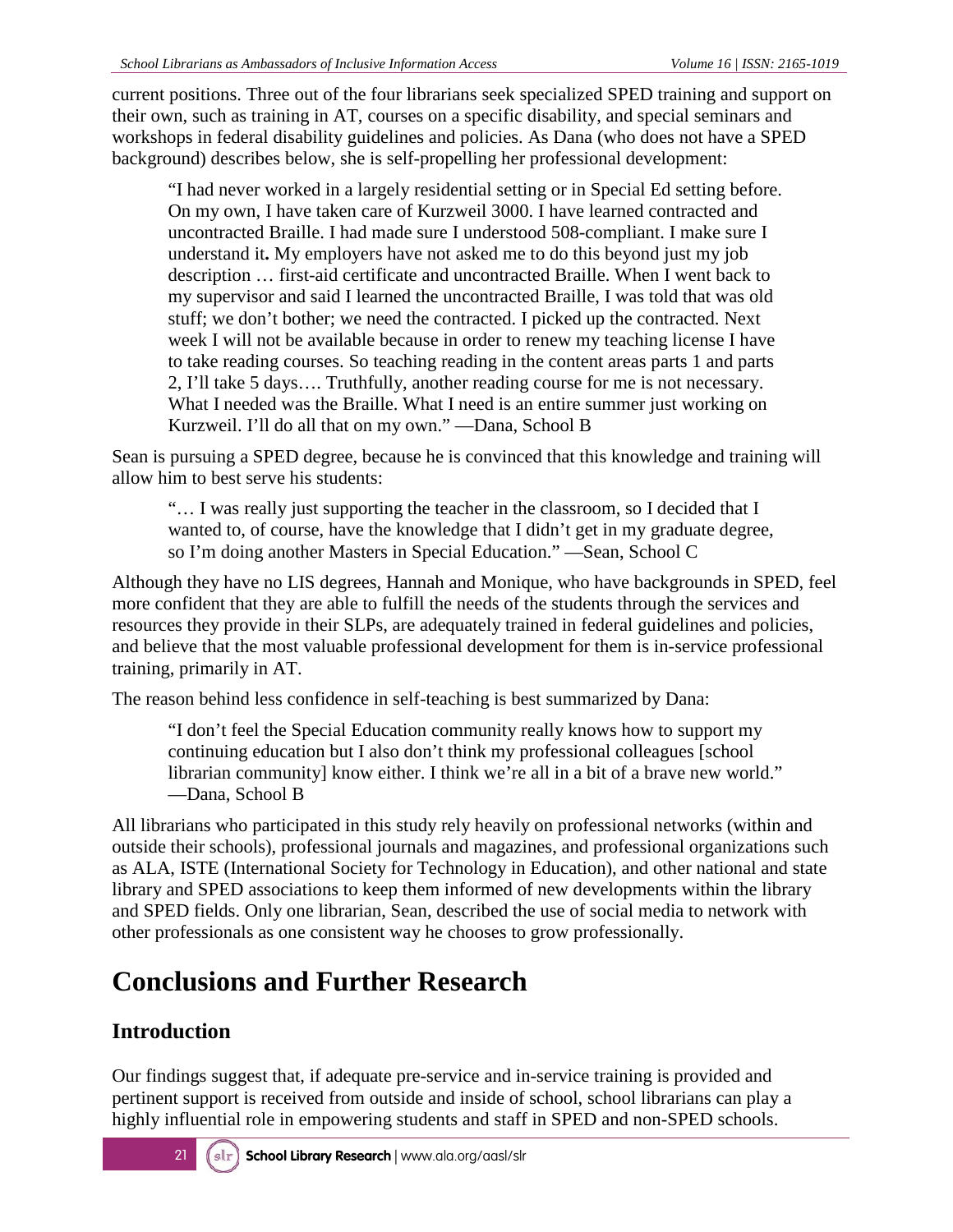current positions. Three out of the four librarians seek specialized SPED training and support on their own, such as training in AT, courses on a specific disability, and special seminars and workshops in federal disability guidelines and policies. As Dana (who does not have a SPED background) describes below, she is self-propelling her professional development:

> "I had never worked in a largely residential setting or in Special Ed setting before. On my own, I have taken care of Kurzweil 3000. I have learned contracted and uncontracted Braille. I had made sure I understood 508-compliant. I make sure I understand it**.** My employers have not asked me to do this beyond just my job description … first-aid certificate and uncontracted Braille. When I went back to my supervisor and said I learned the uncontracted Braille, I was told that was old stuff; we don't bother; we need the contracted. I picked up the contracted. Next week I will not be available because in order to renew my teaching license I have to take reading courses. So teaching reading in the content areas parts 1 and parts 2, I'll take 5 days…. Truthfully, another reading course for me is not necessary. What I needed was the Braille. What I need is an entire summer just working on Kurzweil. I'll do all that on my own." —Dana, School B

Sean is pursuing a SPED degree, because he is convinced that this knowledge and training will allow him to best serve his students:

> "… I was really just supporting the teacher in the classroom, so I decided that I wanted to, of course, have the knowledge that I didn't get in my graduate degree, so I'm doing another Masters in Special Education." —Sean, School C

Although they have no LIS degrees, Hannah and Monique, who have backgrounds in SPED, feel more confident that they are able to fulfill the needs of the students through the services and resources they provide in their SLPs, are adequately trained in federal guidelines and policies, and believe that the most valuable professional development for them is in-service professional training, primarily in AT.

The reason behind less confidence in self-teaching is best summarized by Dana:

> "I don't feel the Special Education community really knows how to support my continuing education but I also don't think my professional colleagues [school librarian community] know either. I think we're all in a bit of a brave new world." —Dana, School B

All librarians who participated in this study rely heavily on professional networks (within and outside their schools), professional journals and magazines, and professional organizations such as ALA, ISTE (International Society for Technology in Education), and other national and state library and SPED associations to keep them informed of new developments within the library and SPED fields. Only one librarian, Sean, described the use of social media to network with other professionals as one consistent way he chooses to grow professionally.

# Conclusions and Further Research

## Introduction

Our findings suggest that, if adequate pre-service and in-service training is provided and pertinent support is received from outside and inside of school, school librarians can play a highly influential role in empowering students and staff in SPED and non-SPED schools.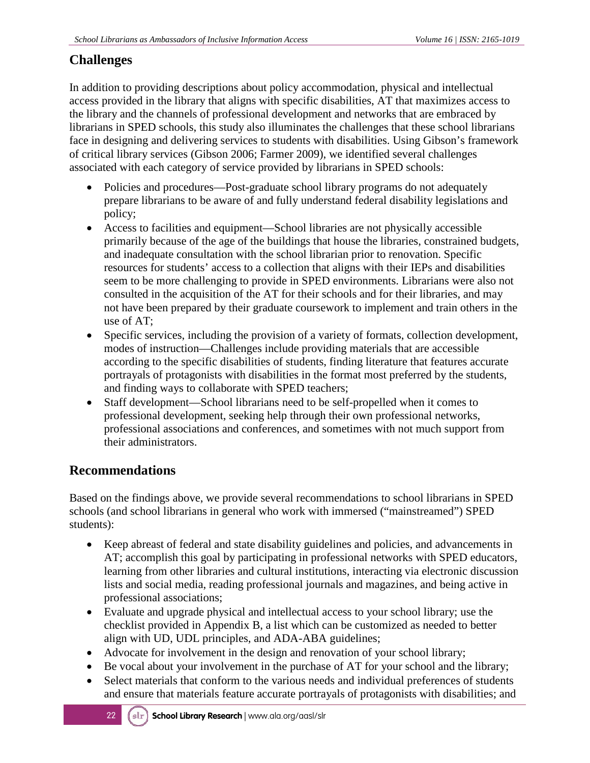## Challenges

In addition to providing descriptions about policy accommodation, physical and intellectual access provided in the library that aligns with specific disabilities, AT that maximizes access to the library and the channels of professional development and networks that are embraced by librarians in SPED schools, this study also illuminates the challenges that these school librarians face in designing and delivering services to students with disabilities. Using Gibson's framework of critical library services (Gibson 2006; Farmer 2009), we identified several challenges associated with each category of service provided by librarians in SPED schools:

- Policies and procedures—Post-graduate school library programs do not adequately prepare librarians to be aware of and fully understand federal disability legislations and policy;
- Access to facilities and equipment—School libraries are not physically accessible primarily because of the age of the buildings that house the libraries, constrained budgets, and inadequate consultation with the school librarian prior to renovation. Specific resources for students' access to a collection that aligns with their IEPs and disabilities seem to be more challenging to provide in SPED environments. Librarians were also not consulted in the acquisition of the AT for their schools and for their libraries, and may not have been prepared by their graduate coursework to implement and train others in the use of AT;
- Specific services, including the provision of a variety of formats, collection development, modes of instruction—Challenges include providing materials that are accessible according to the specific disabilities of students, finding literature that features accurate portrayals of protagonists with disabilities in the format most preferred by the students, and finding ways to collaborate with SPED teachers;
- Staff development—School librarians need to be self-propelled when it comes to professional development, seeking help through their own professional networks, professional associations and conferences, and sometimes with not much support from their administrators.

## Recommendations

Based on the findings above, we provide several recommendations to school librarians in SPED schools (and school librarians in general who work with immersed ("mainstreamed") SPED students):

- Keep abreast of federal and state disability guidelines and policies, and advancements in AT; accomplish this goal by participating in professional networks with SPED educators, learning from other libraries and cultural institutions, interacting via electronic discussion lists and social media, reading professional journals and magazines, and being active in professional associations;
- Evaluate and upgrade physical and intellectual access to your school library; use the checklist provided in Appendix B, a list which can be customized as needed to better align with UD, UDL principles, and ADA-ABA guidelines;
- Advocate for involvement in the design and renovation of your school library;
- Be vocal about your involvement in the purchase of AT for your school and the library;
- Select materials that conform to the various needs and individual preferences of students and ensure that materials feature accurate portrayals of protagonists with disabilities; and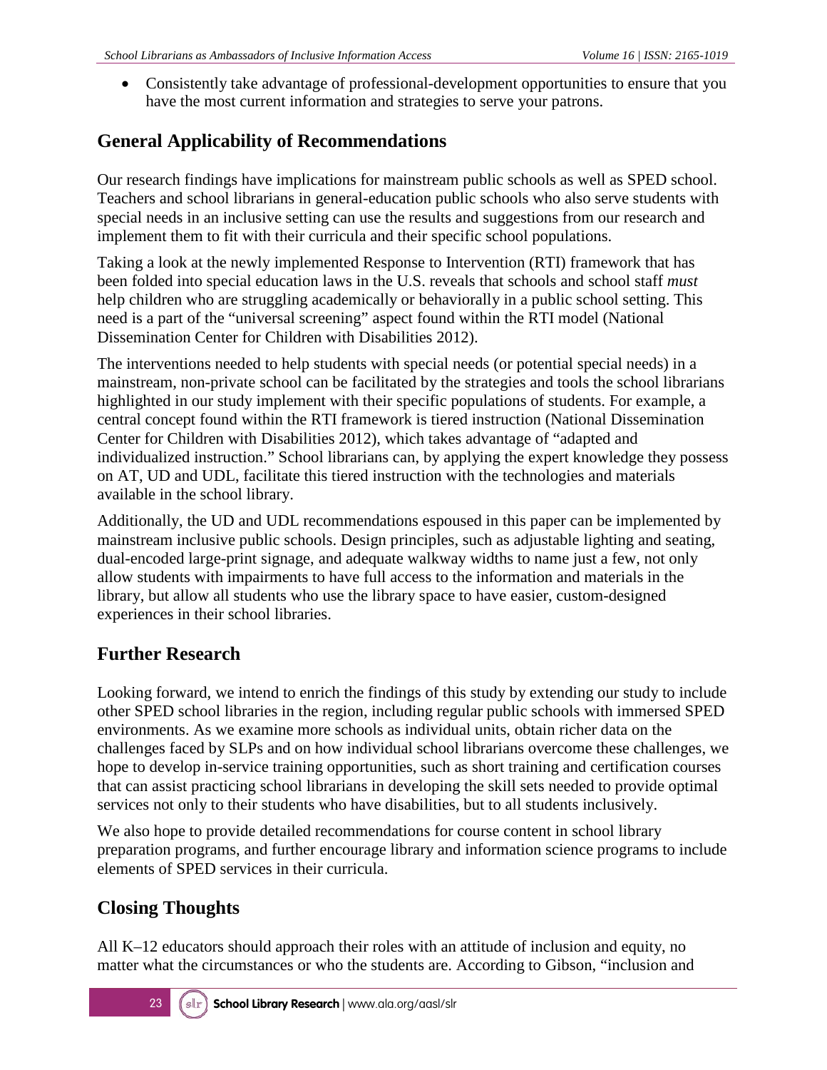- Consistently take advantage of professional-development opportunities to ensure that you have the most current information and strategies to serve your patrons.

## General Applicability of Recommendations

Our research findings have implications for mainstream public schools as well as SPED school. Teachers and school librarians in general-education public schools who also serve students with special needs in an inclusive setting can use the results and suggestions from our research and implement them to fit with their curricula and their specific school populations.

Taking a look at the newly implemented Response to Intervention (RTI) framework that has been folded into special education laws in the U.S. reveals that schools and school staff *must* help children who are struggling academically or behaviorally in a public school setting. This need is a part of the "universal screening" aspect found within the RTI model (National Dissemination Center for Children with Disabilities 2012).

The interventions needed to help students with special needs (or potential special needs) in a mainstream, non-private school can be facilitated by the strategies and tools the school librarians highlighted in our study implement with their specific populations of students. For example, a central concept found within the RTI framework is tiered instruction (National Dissemination Center for Children with Disabilities 2012), which takes advantage of "adapted and individualized instruction." School librarians can, by applying the expert knowledge they possess on AT, UD and UDL, facilitate this tiered instruction with the technologies and materials available in the school library.

Additionally, the UD and UDL recommendations espoused in this paper can be implemented by mainstream inclusive public schools. Design principles, such as adjustable lighting and seating, dual-encoded large-print signage, and adequate walkway widths to name just a few, not only allow students with impairments to have full access to the information and materials in the library, but allow all students who use the library space to have easier, custom-designed experiences in their school libraries.

## Further Research

Looking forward, we intend to enrich the findings of this study by extending our study to include other SPED school libraries in the region, including regular public schools with immersed SPED environments. As we examine more schools as individual units, obtain richer data on the challenges faced by SLPs and on how individual school librarians overcome these challenges, we hope to develop in-service training opportunities, such as short training and certification courses that can assist practicing school librarians in developing the skill sets needed to provide optimal services not only to their students who have disabilities, but to all students inclusively.

We also hope to provide detailed recommendations for course content in school library preparation programs, and further encourage library and information science programs to include elements of SPED services in their curricula.

## Closing Thoughts

All K–12 educators should approach their roles with an attitude of inclusion and equity, no matter what the circumstances or who the students are. According to Gibson, "inclusion and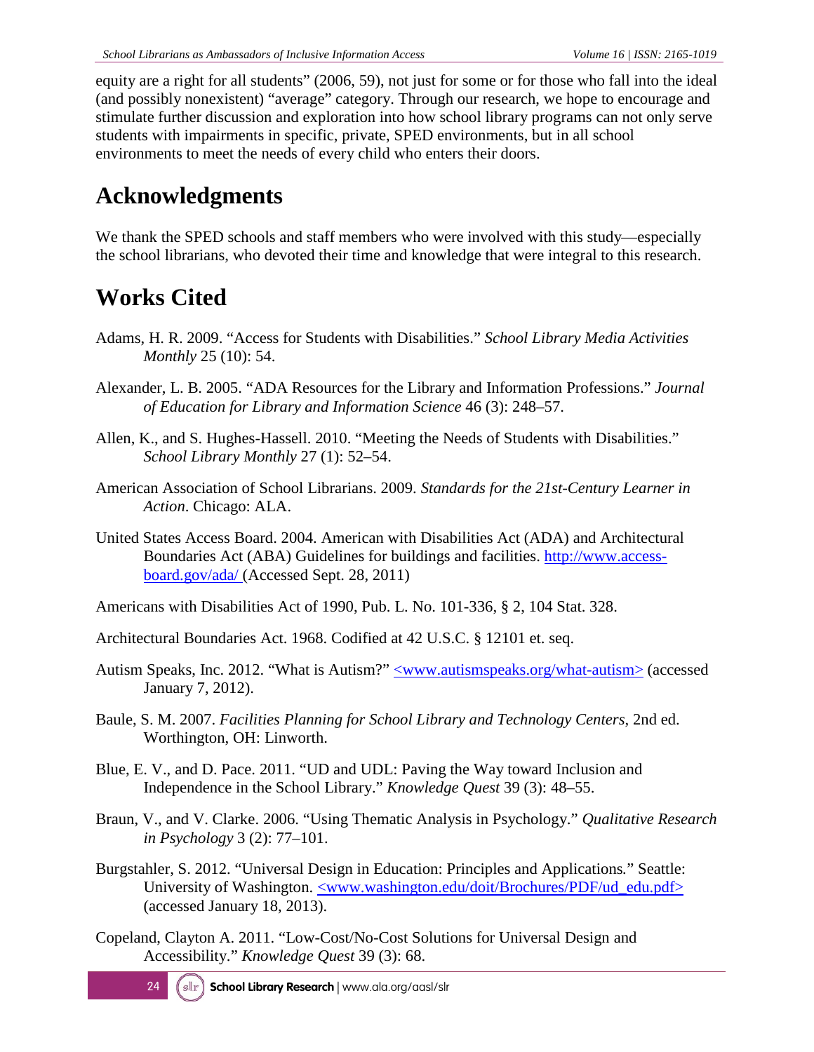equity are a right for all students" (2006, 59), not just for some or for those who fall into the ideal (and possibly nonexistent) "average" category. Through our research, we hope to encourage and stimulate further discussion and exploration into how school library programs can not only serve students with impairments in specific, private, SPED environments, but in all school environments to meet the needs of every child who enters their doors.

## Acknowledgments

We thank the SPED schools and staff members who were involved with this study—especially the school librarians, who devoted their time and knowledge that were integral to this research.

## Works Cited

Adams, H. R. 2009. "Access for Students with Disabilities." *School Library Media Activities Monthly* 25 (10): 54.

Alexander, L. B. 2005. "ADA Resources for the Library and Information Professions." *Journal of Education for Library and Information Science* 46 (3): 248–57.

Allen, K., and S. Hughes-Hassell. 2010. "Meeting the Needs of Students with Disabilities." *School Library Monthly* 27 (1): 52–54.

American Association of School Librarians. 2009. *Standards for the 21st-Century Learner in Action*. Chicago: ALA.

United States Access Board. 2004. American with Disabilities Act (ADA) and Architectural Boundaries Act (ABA) Guidelines for buildings and facilities. http://www.access-board.gov/ada/ (Accessed Sept. 28, 2011)

Americans with Disabilities Act of 1990, Pub. L. No. 101-336, § 2, 104 Stat. 328.

Architectural Boundaries Act. 1968. Codified at 42 U.S.C. § 12101 et. seq.

Autism Speaks, Inc. 2012. "What is Autism?" <www.autismspeaks.org/what-autism> (accessed January 7, 2012).

Baule, S. M. 2007. *Facilities Planning for School Library and Technology Centers*, 2nd ed. Worthington, OH: Linworth.

Blue, E. V., and D. Pace. 2011. "UD and UDL: Paving the Way toward Inclusion and Independence in the School Library." *Knowledge Quest* 39 (3): 48–55.

Braun, V., and V. Clarke. 2006. "Using Thematic Analysis in Psychology." *Qualitative Research in Psychology* 3 (2): 77–101.

Burgstahler, S. 2012. "Universal Design in Education: Principles and Applications." Seattle: University of Washington. <www.washington.edu/doit/Brochures/PDF/ud_edu.pdf> (accessed January 18, 2013).

Copeland, Clayton A. 2011. "Low-Cost/No-Cost Solutions for Universal Design and Accessibility." *Knowledge Quest* 39 (3): 68.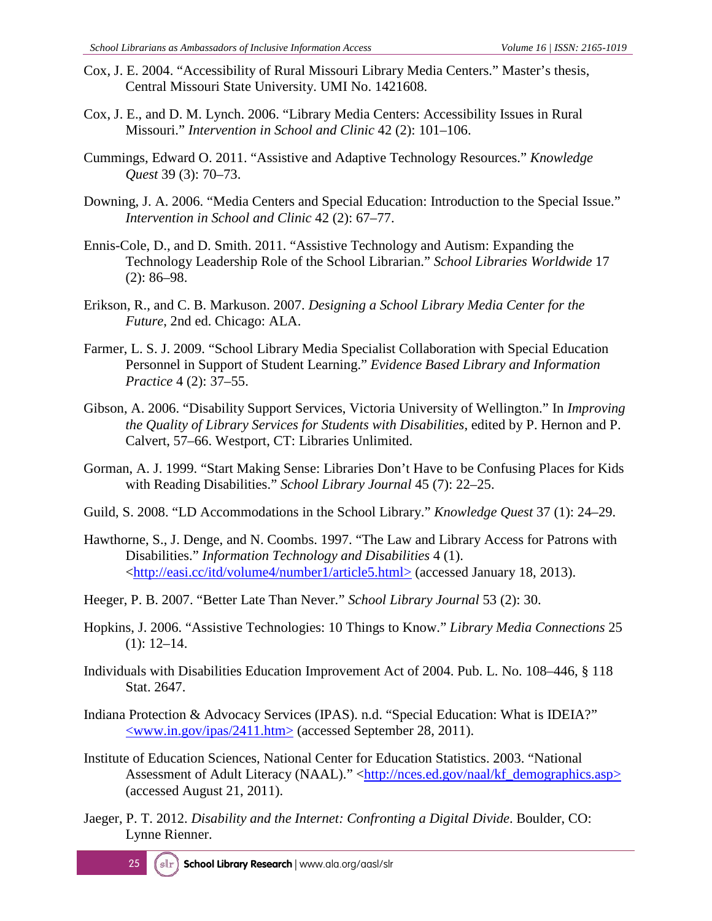Cox, J. E. 2004. "Accessibility of Rural Missouri Library Media Centers." Master's thesis, Central Missouri State University. UMI No. 1421608.

Cox, J. E., and D. M. Lynch. 2006. "Library Media Centers: Accessibility Issues in Rural Missouri." *Intervention in School and Clinic* 42 (2): 101–106.

Cummings, Edward O. 2011. "Assistive and Adaptive Technology Resources." *Knowledge Quest* 39 (3): 70–73.

Downing, J. A. 2006. "Media Centers and Special Education: Introduction to the Special Issue." *Intervention in School and Clinic* 42 (2): 67–77.

Ennis-Cole, D., and D. Smith. 2011. "Assistive Technology and Autism: Expanding the Technology Leadership Role of the School Librarian." *School Libraries Worldwide* 17 (2): 86–98.

Erikson, R., and C. B. Markuson. 2007. *Designing a School Library Media Center for the Future*, 2nd ed. Chicago: ALA.

Farmer, L. S. J. 2009. "School Library Media Specialist Collaboration with Special Education Personnel in Support of Student Learning." *Evidence Based Library and Information Practice* 4 (2): 37–55.

Gibson, A. 2006. "Disability Support Services, Victoria University of Wellington." In *Improving the Quality of Library Services for Students with Disabilities*, edited by P. Hernon and P. Calvert, 57–66. Westport, CT: Libraries Unlimited.

Gorman, A. J. 1999. "Start Making Sense: Libraries Don't Have to be Confusing Places for Kids with Reading Disabilities." *School Library Journal* 45 (7): 22–25.

Guild, S. 2008. "LD Accommodations in the School Library." *Knowledge Quest* 37 (1): 24–29.

Hawthorne, S., J. Denge, and N. Coombs. 1997. "The Law and Library Access for Patrons with Disabilities." *Information Technology and Disabilities* 4 (1). <http://easi.cc/itd/volume4/number1/article5.html> (accessed January 18, 2013).

Heeger, P. B. 2007. "Better Late Than Never." *School Library Journal* 53 (2): 30.

Hopkins, J. 2006. "Assistive Technologies: 10 Things to Know." *Library Media Connections* 25 (1): 12–14.

Individuals with Disabilities Education Improvement Act of 2004. Pub. L. No. 108–446, § 118 Stat. 2647.

Indiana Protection & Advocacy Services (IPAS). n.d. "Special Education: What is IDEIA?" <www.in.gov/ipas/2411.htm> (accessed September 28, 2011).

Institute of Education Sciences, National Center for Education Statistics. 2003. "National Assessment of Adult Literacy (NAAL)." <http://nces.ed.gov/naal/kf_demographics.asp> (accessed August 21, 2011).

Jaeger, P. T. 2012. *Disability and the Internet: Confronting a Digital Divide*. Boulder, CO: Lynne Rienner.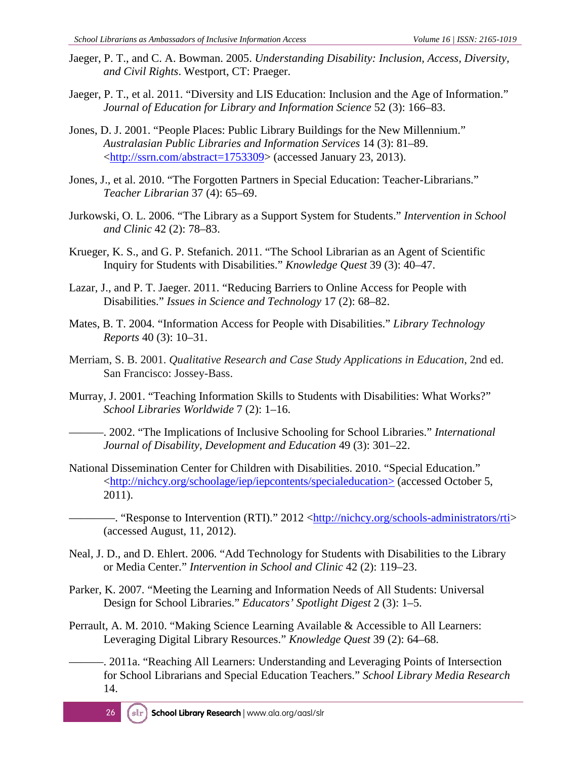Jaeger, P. T., and C. A. Bowman. 2005. *Understanding Disability: Inclusion, Access, Diversity, and Civil Rights*. Westport, CT: Praeger.

Jaeger, P. T., et al. 2011. "Diversity and LIS Education: Inclusion and the Age of Information." *Journal of Education for Library and Information Science* 52 (3): 166–83.

Jones, D. J. 2001. "People Places: Public Library Buildings for the New Millennium." *Australasian Public Libraries and Information Services* 14 (3): 81–89. <http://ssrn.com/abstract=1753309> (accessed January 23, 2013).

Jones, J., et al. 2010. "The Forgotten Partners in Special Education: Teacher-Librarians." *Teacher Librarian* 37 (4): 65–69.

Jurkowski, O. L. 2006. "The Library as a Support System for Students." *Intervention in School and Clinic* 42 (2): 78–83.

Krueger, K. S., and G. P. Stefanich. 2011. "The School Librarian as an Agent of Scientific Inquiry for Students with Disabilities." *Knowledge Quest* 39 (3): 40–47.

Lazar, J., and P. T. Jaeger. 2011. "Reducing Barriers to Online Access for People with Disabilities." *Issues in Science and Technology* 17 (2): 68–82.

Mates, B. T. 2004. "Information Access for People with Disabilities." *Library Technology Reports* 40 (3): 10–31.

Merriam, S. B. 2001. *Qualitative Research and Case Study Applications in Education*, 2nd ed. San Francisco: Jossey-Bass.

Murray, J. 2001. "Teaching Information Skills to Students with Disabilities: What Works?" *School Libraries Worldwide* 7 (2): 1–16.

———. 2002. "The Implications of Inclusive Schooling for School Libraries." *International Journal of Disability, Development and Education* 49 (3): 301–22.

National Dissemination Center for Children with Disabilities. 2010. "Special Education." <http://nichcy.org/schoolage/iep/iepcontents/specialeducation> (accessed October 5, 2011).

————. "Response to Intervention (RTI)." 2012 <http://nichcy.org/schools-administrators/rti> (accessed August, 11, 2012).

Neal, J. D., and D. Ehlert. 2006. "Add Technology for Students with Disabilities to the Library or Media Center." *Intervention in School and Clinic* 42 (2): 119–23.

Parker, K. 2007. "Meeting the Learning and Information Needs of All Students: Universal Design for School Libraries." *Educators' Spotlight Digest* 2 (3): 1–5.

Perrault, A. M. 2010. "Making Science Learning Available & Accessible to All Learners: Leveraging Digital Library Resources." *Knowledge Quest* 39 (2): 64–68.

———. 2011a. "Reaching All Learners: Understanding and Leveraging Points of Intersection for School Librarians and Special Education Teachers." *School Library Media Research* 14.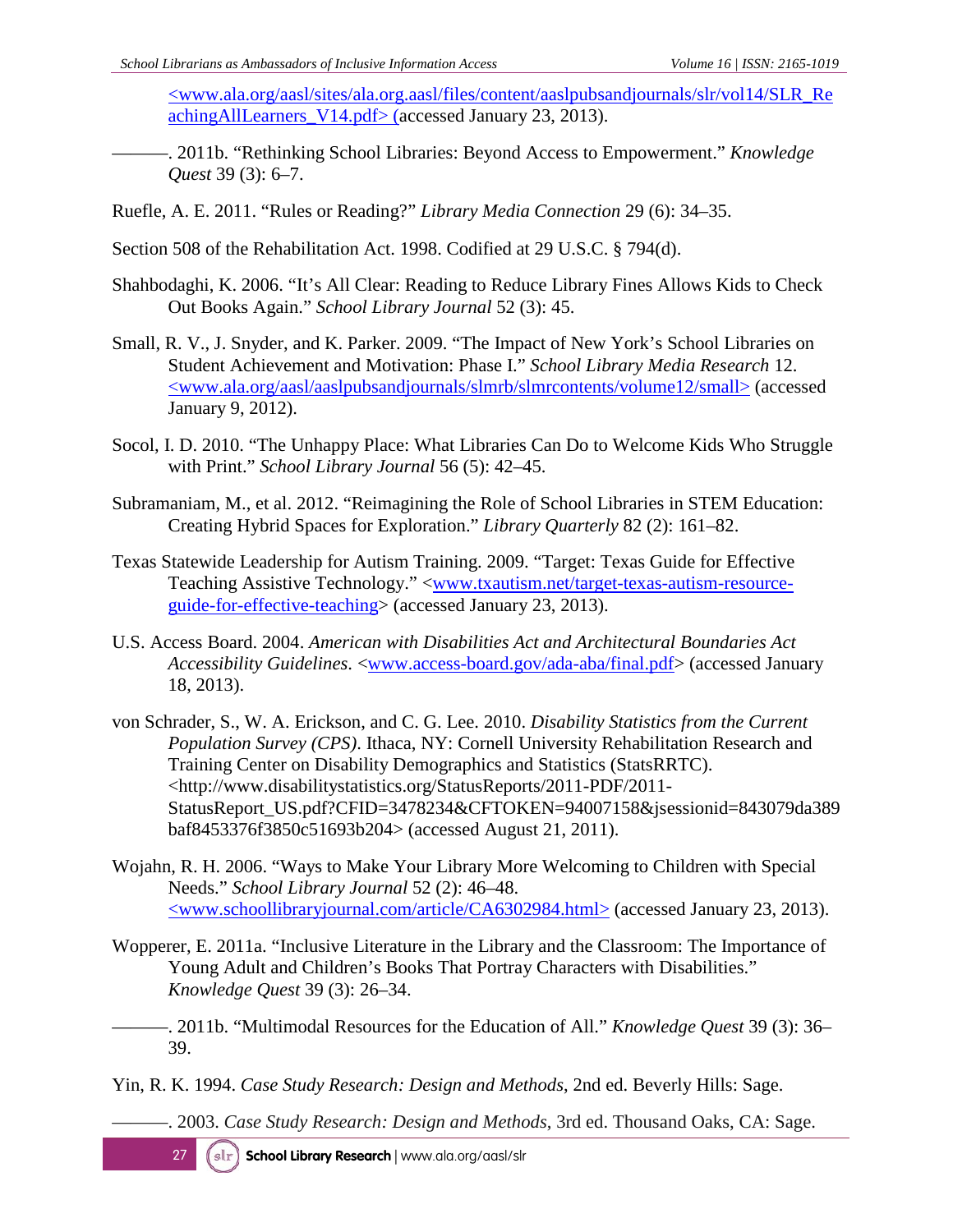<www.ala.org/aasl/sites/ala.org.aasl/files/content/aaslpubsandjournals/slr/vol14/SLR_ReachingAllLearners_V14.pdf> (accessed January 23, 2013).

———. 2011b. "Rethinking School Libraries: Beyond Access to Empowerment." *Knowledge Quest* 39 (3): 6–7.

Ruefle, A. E. 2011. "Rules or Reading?" *Library Media Connection* 29 (6): 34–35.

Section 508 of the Rehabilitation Act. 1998. Codified at 29 U.S.C. § 794(d).

Shahbodaghi, K. 2006. "It's All Clear: Reading to Reduce Library Fines Allows Kids to Check Out Books Again." *School Library Journal* 52 (3): 45.

Small, R. V., J. Snyder, and K. Parker. 2009. "The Impact of New York's School Libraries on Student Achievement and Motivation: Phase I." *School Library Media Research* 12. <www.ala.org/aasl/aaslpubsandjournals/slmrb/slmrcontents/volume12/small> (accessed January 9, 2012).

Socol, I. D. 2010. "The Unhappy Place: What Libraries Can Do to Welcome Kids Who Struggle with Print." *School Library Journal* 56 (5): 42–45.

Subramaniam, M., et al. 2012. "Reimagining the Role of School Libraries in STEM Education: Creating Hybrid Spaces for Exploration." *Library Quarterly* 82 (2): 161–82.

Texas Statewide Leadership for Autism Training. 2009. "Target: Texas Guide for Effective Teaching Assistive Technology." <www.txautism.net/target-texas-autism-resource-guide-for-effective-teaching> (accessed January 23, 2013).

U.S. Access Board. 2004. *American with Disabilities Act and Architectural Boundaries Act Accessibility Guidelines*. <www.access-board.gov/ada-aba/final.pdf> (accessed January 18, 2013).

von Schrader, S., W. A. Erickson, and C. G. Lee. 2010. *Disability Statistics from the Current Population Survey (CPS)*. Ithaca, NY: Cornell University Rehabilitation Research and Training Center on Disability Demographics and Statistics (StatsRRTC). <http://www.disabilitystatistics.org/StatusReports/2011-PDF/2011-StatusReport_US.pdf?CFID=3478234&CFTOKEN=94007158&jsessionid=843079da389baf8453376f3850c51693b204> (accessed August 21, 2011).

Wojahn, R. H. 2006. "Ways to Make Your Library More Welcoming to Children with Special Needs." *School Library Journal* 52 (2): 46–48. <www.schoollibraryjournal.com/article/CA6302984.html> (accessed January 23, 2013).

Wopperer, E. 2011a. "Inclusive Literature in the Library and the Classroom: The Importance of Young Adult and Children's Books That Portray Characters with Disabilities." *Knowledge Quest* 39 (3): 26–34.

———. 2011b. "Multimodal Resources for the Education of All." *Knowledge Quest* 39 (3): 36–39.

Yin, R. K. 1994. *Case Study Research: Design and Methods*, 2nd ed. Beverly Hills: Sage.

———. 2003. *Case Study Research: Design and Methods*, 3rd ed. Thousand Oaks, CA: Sage.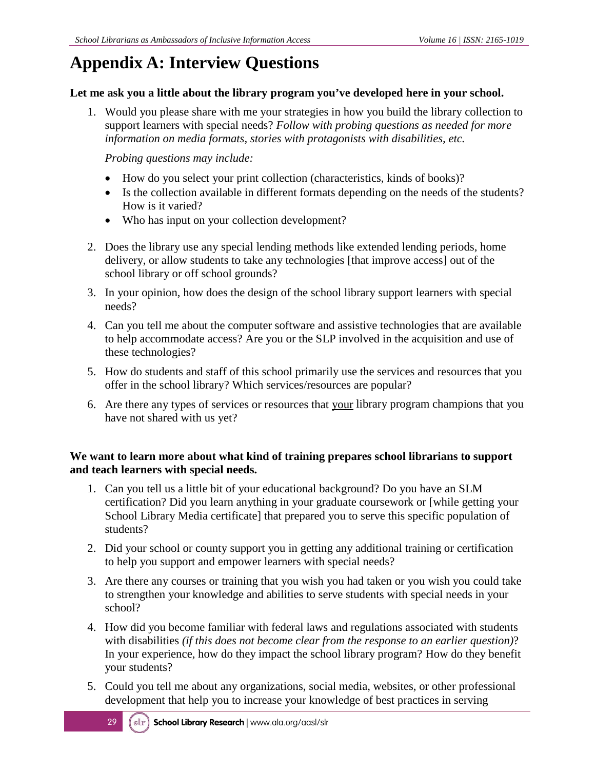# Appendix A: Interview Questions

**Let me ask you a little about the library program you've developed here in your school.**

1. Would you please share with me your strategies in how you build the library collection to support learners with special needs? *Follow with probing questions as needed for more information on media formats, stories with protagonists with disabilities, etc.*

   *Probing questions may include:*

   - How do you select your print collection (characteristics, kinds of books)?
   - Is the collection available in different formats depending on the needs of the students? How is it varied?
   - Who has input on your collection development?

2. Does the library use any special lending methods like extended lending periods, home delivery, or allow students to take any technologies [that improve access] out of the school library or off school grounds?
3. In your opinion, how does the design of the school library support learners with special needs?
4. Can you tell me about the computer software and assistive technologies that are available to help accommodate access? Are you or the SLP involved in the acquisition and use of these technologies?
5. How do students and staff of this school primarily use the services and resources that you offer in the school library? Which services/resources are popular?
6. Are there any types of services or resources that <u>your</u> library program champions that you have not shared with us yet?

**We want to learn more about what kind of training prepares school librarians to support and teach learners with special needs.**

1. Can you tell us a little bit of your educational background? Do you have an SLM certification? Did you learn anything in your graduate coursework or [while getting your School Library Media certificate] that prepared you to serve this specific population of students?
2. Did your school or county support you in getting any additional training or certification to help you support and empower learners with special needs?
3. Are there any courses or training that you wish you had taken or you wish you could take to strengthen your knowledge and abilities to serve students with special needs in your school?
4. How did you become familiar with federal laws and regulations associated with students with disabilities *(if this does not become clear from the response to an earlier question)*? In your experience, how do they impact the school library program? How do they benefit your students?
5. Could you tell me about any organizations, social media, websites, or other professional development that help you to increase your knowledge of best practices in serving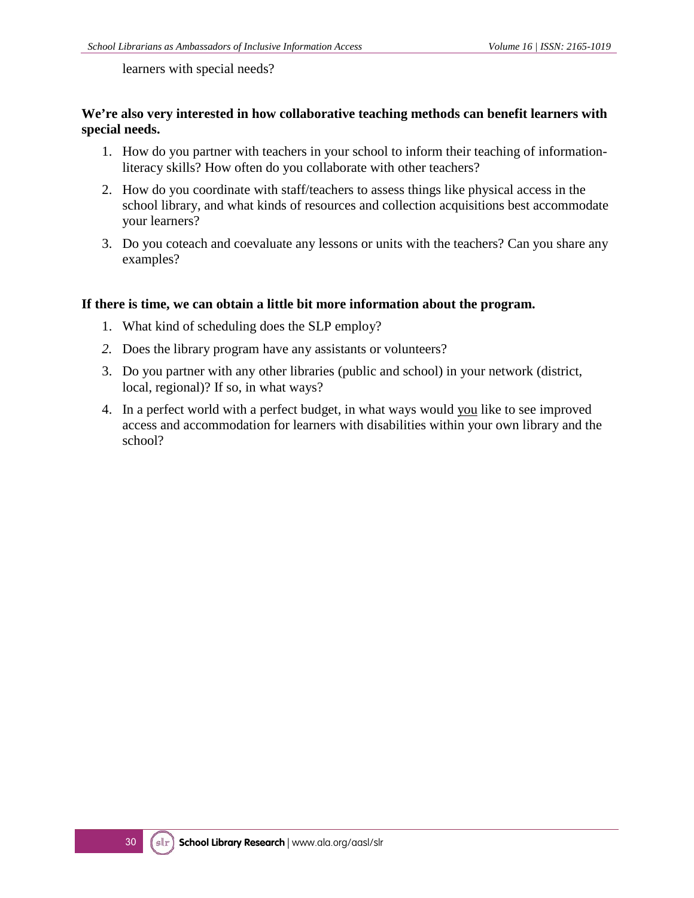learners with special needs?

**We're also very interested in how collaborative teaching methods can benefit learners with special needs.**

1. How do you partner with teachers in your school to inform their teaching of information-literacy skills? How often do you collaborate with other teachers?
2. How do you coordinate with staff/teachers to assess things like physical access in the school library, and what kinds of resources and collection acquisitions best accommodate your learners?
3. Do you coteach and coevaluate any lessons or units with the teachers? Can you share any examples?

**If there is time, we can obtain a little bit more information about the program.**

1. What kind of scheduling does the SLP employ?
2. Does the library program have any assistants or volunteers?
3. Do you partner with any other libraries (public and school) in your network (district, local, regional)? If so, in what ways?
4. In a perfect world with a perfect budget, in what ways would you like to see improved access and accommodation for learners with disabilities within your own library and the school?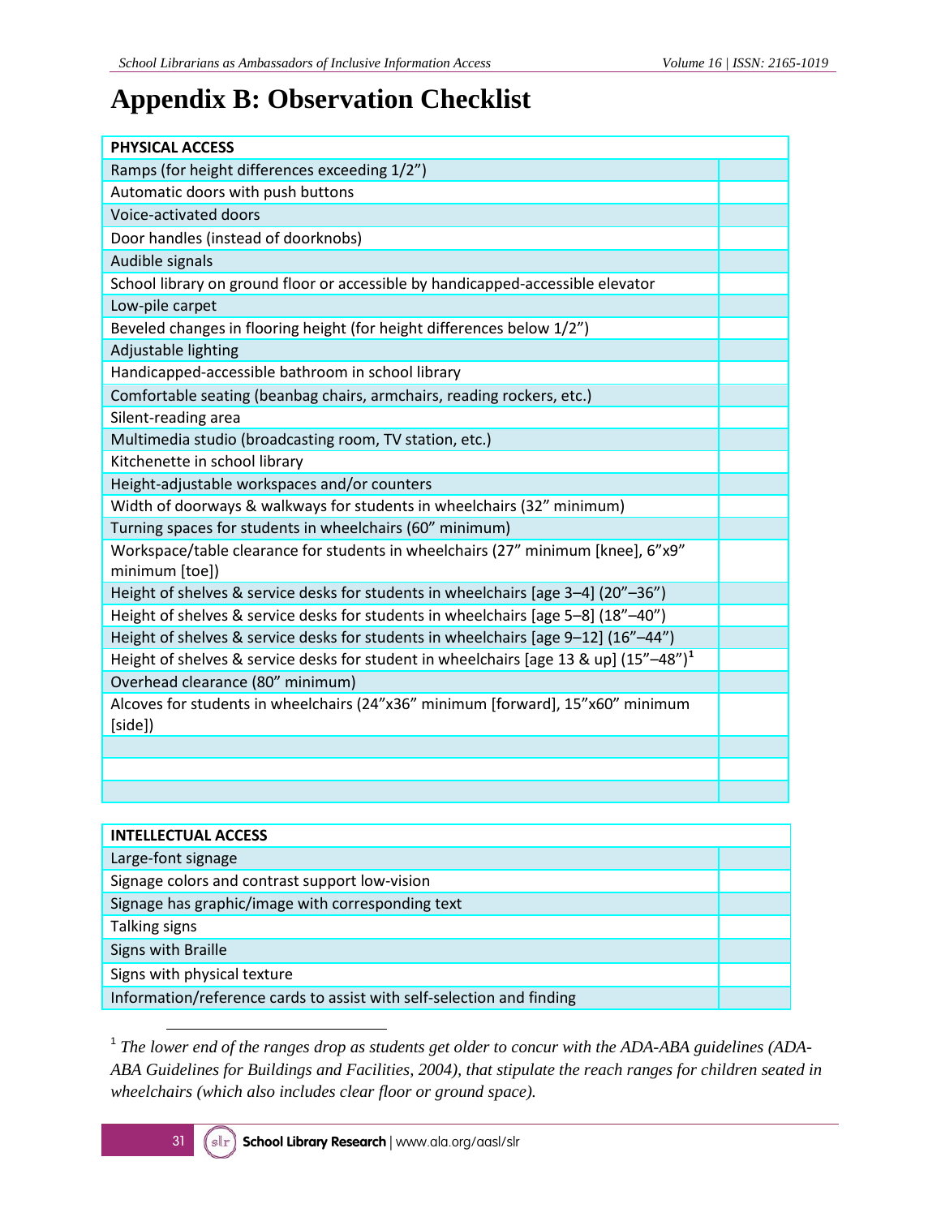# Appendix B: Observation Checklist

| PHYSICAL ACCESS | |
|---|---|
| Ramps (for height differences exceeding 1/2”) | |
| Automatic doors with push buttons | |
| Voice-activated doors | |
| Door handles (instead of doorknobs) | |
| Audible signals | |
| School library on ground floor or accessible by handicapped-accessible elevator | |
| Low-pile carpet | |
| Beveled changes in flooring height (for height differences below 1/2”) | |
| Adjustable lighting | |
| Handicapped-accessible bathroom in school library | |
| Comfortable seating (beanbag chairs, armchairs, reading rockers, etc.) | |
| Silent-reading area | |
| Multimedia studio (broadcasting room, TV station, etc.) | |
| Kitchenette in school library | |
| Height-adjustable workspaces and/or counters | |
| Width of doorways & walkways for students in wheelchairs (32” minimum) | |
| Turning spaces for students in wheelchairs (60” minimum) | |
| Workspace/table clearance for students in wheelchairs (27” minimum [knee], 6”x9” minimum [toe]) | |
| Height of shelves & service desks for students in wheelchairs [age 3–4] (20”–36”) | |
| Height of shelves & service desks for students in wheelchairs [age 5–8] (18”–40”) | |
| Height of shelves & service desks for students in wheelchairs [age 9–12] (16”–44”) | |
| Height of shelves & service desks for student in wheelchairs [age 13 & up] (15”–48”)[1] | |
| Overhead clearance (80” minimum) | |
| Alcoves for students in wheelchairs (24”x36” minimum [forward], 15”x60” minimum [side]) | |
| | |
| | |
| | |

| INTELLECTUAL ACCESS | |
|---|---|
| Large-font signage | |
| Signage colors and contrast support low-vision | |
| Signage has graphic/image with corresponding text | |
| Talking signs | |
| Signs with Braille | |
| Signs with physical texture | |
| Information/reference cards to assist with self-selection and finding | |

[1] *The lower end of the ranges drop as students get older to concur with the ADA-ABA guidelines (ADA-ABA Guidelines for Buildings and Facilities, 2004), that stipulate the reach ranges for children seated in wheelchairs (which also includes clear floor or ground space).*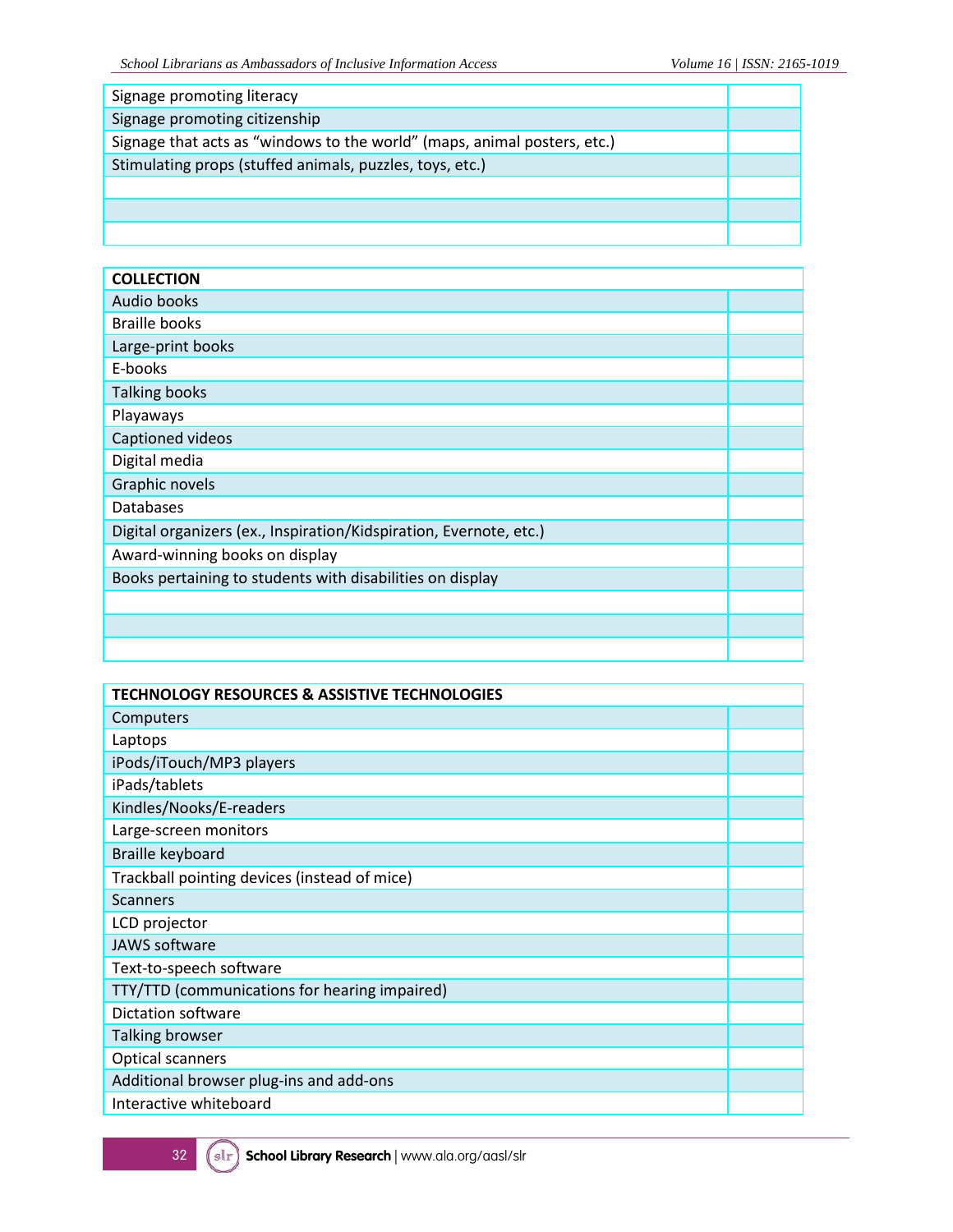| | |
|---|---|
| Signage promoting literacy | |
| Signage promoting citizenship | |
| Signage that acts as “windows to the world” (maps, animal posters, etc.) | |
| Stimulating props (stuffed animals, puzzles, toys, etc.) | |
| | |
| | |
| | |

| **COLLECTION** | |
|---|---|
| Audio books | |
| Braille books | |
| Large-print books | |
| E-books | |
| Talking books | |
| Playaways | |
| Captioned videos | |
| Digital media | |
| Graphic novels | |
| Databases | |
| Digital organizers (ex., Inspiration/Kidspiration, Evernote, etc.) | |
| Award-winning books on display | |
| Books pertaining to students with disabilities on display | |
| | |
| | |
| | |

| **TECHNOLOGY RESOURCES & ASSISTIVE TECHNOLOGIES** | |
|---|---|
| Computers | |
| Laptops | |
| iPods/iTouch/MP3 players | |
| iPads/tablets | |
| Kindles/Nooks/E-readers | |
| Large-screen monitors | |
| Braille keyboard | |
| Trackball pointing devices (instead of mice) | |
| Scanners | |
| LCD projector | |
| JAWS software | |
| Text-to-speech software | |
| TTY/TTD (communications for hearing impaired) | |
| Dictation software | |
| Talking browser | |
| Optical scanners | |
| Additional browser plug-ins and add-ons | |
| Interactive whiteboard | |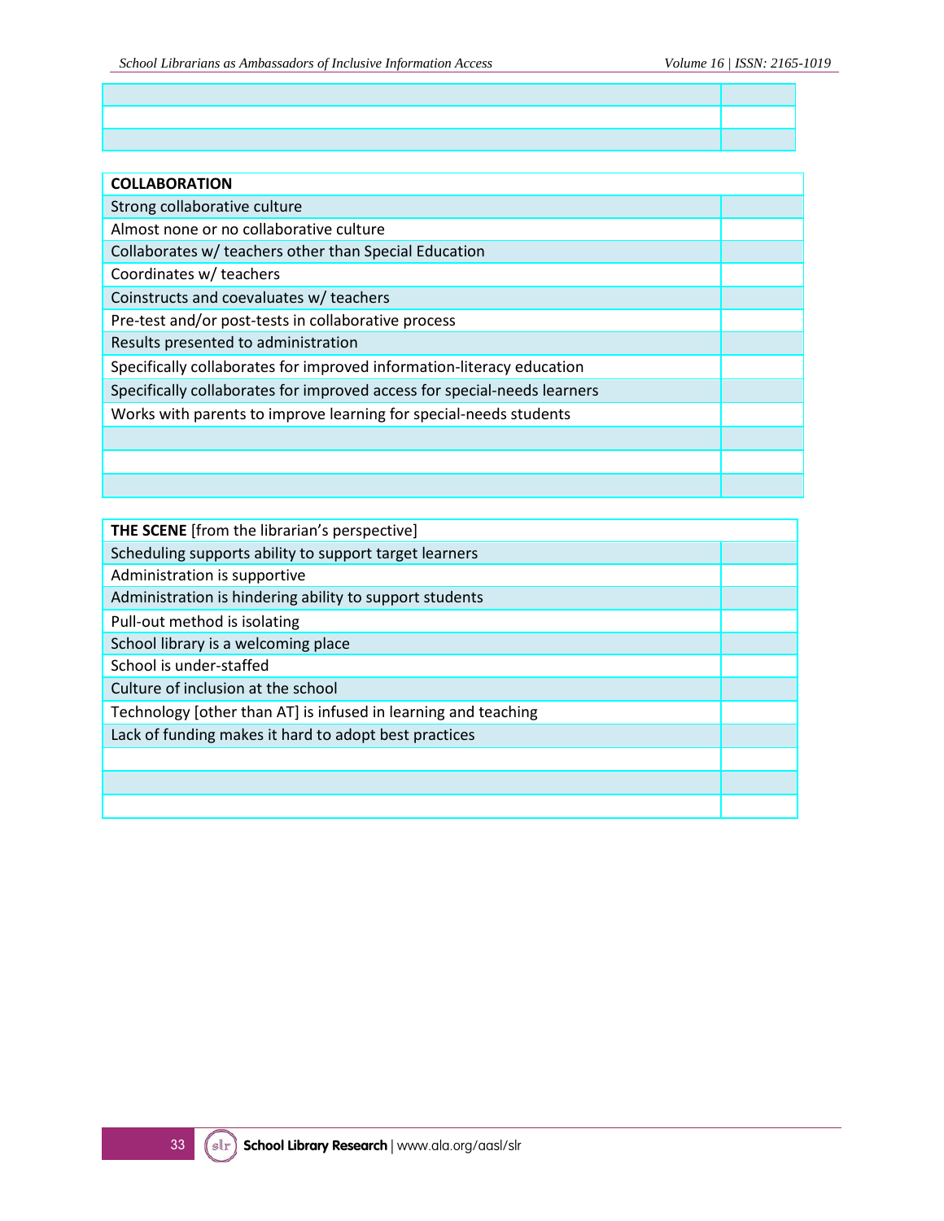| | |
|---|---|
| | |
| | |
| | |

| COLLABORATION | |
|---|---|
| Strong collaborative culture | |
| Almost none or no collaborative culture | |
| Collaborates w/ teachers other than Special Education | |
| Coordinates w/ teachers | |
| Coinstructs and coevaluates w/ teachers | |
| Pre-test and/or post-tests in collaborative process | |
| Results presented to administration | |
| Specifically collaborates for improved information-literacy education | |
| Specifically collaborates for improved access for special-needs learners | |
| Works with parents to improve learning for special-needs students | |
| | |
| | |
| | |

| **THE SCENE** [from the librarian's perspective] | |
|---|---|
| Scheduling supports ability to support target learners | |
| Administration is supportive | |
| Administration is hindering ability to support students | |
| Pull-out method is isolating | |
| School library is a welcoming place | |
| School is under-staffed | |
| Culture of inclusion at the school | |
| Technology [other than AT] is infused in learning and teaching | |
| Lack of funding makes it hard to adopt best practices | |
| | |
| | |
| | |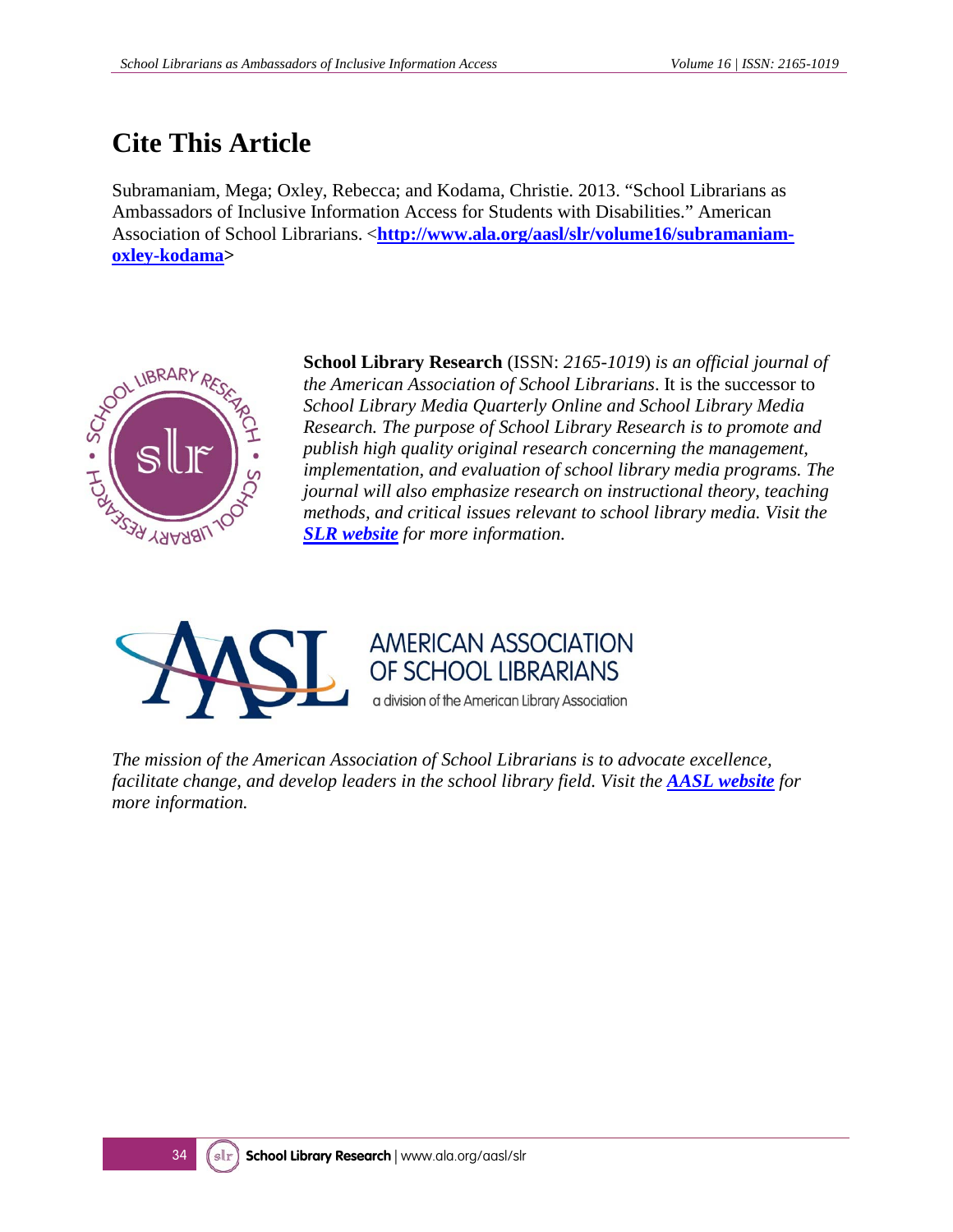## Cite This Article

Subramaniam, Mega; Oxley, Rebecca; and Kodama, Christie. 2013. "School Librarians as Ambassadors of Inclusive Information Access for Students with Disabilities." American Association of School Librarians. <**http://www.ala.org/aasl/slr/volume16/subramaniam-oxley-kodama**>

**School Library Research** (ISSN: *2165-1019*) *is an official journal of the American Association of School Librarians*. It is the successor to *School Library Media Quarterly Online and School Library Media Research. The purpose of School Library Research is to promote and publish high quality original research concerning the management, implementation, and evaluation of school library media programs. The journal will also emphasize research on instructional theory, teaching methods, and critical issues relevant to school library media. Visit the* ***SLR website*** *for more information.*

AMERICAN ASSOCIATION OF SCHOOL LIBRARIANS
a division of the American Library Association

*The mission of the American Association of School Librarians is to advocate excellence, facilitate change, and develop leaders in the school library field. Visit the* ***AASL website*** *for more information.*